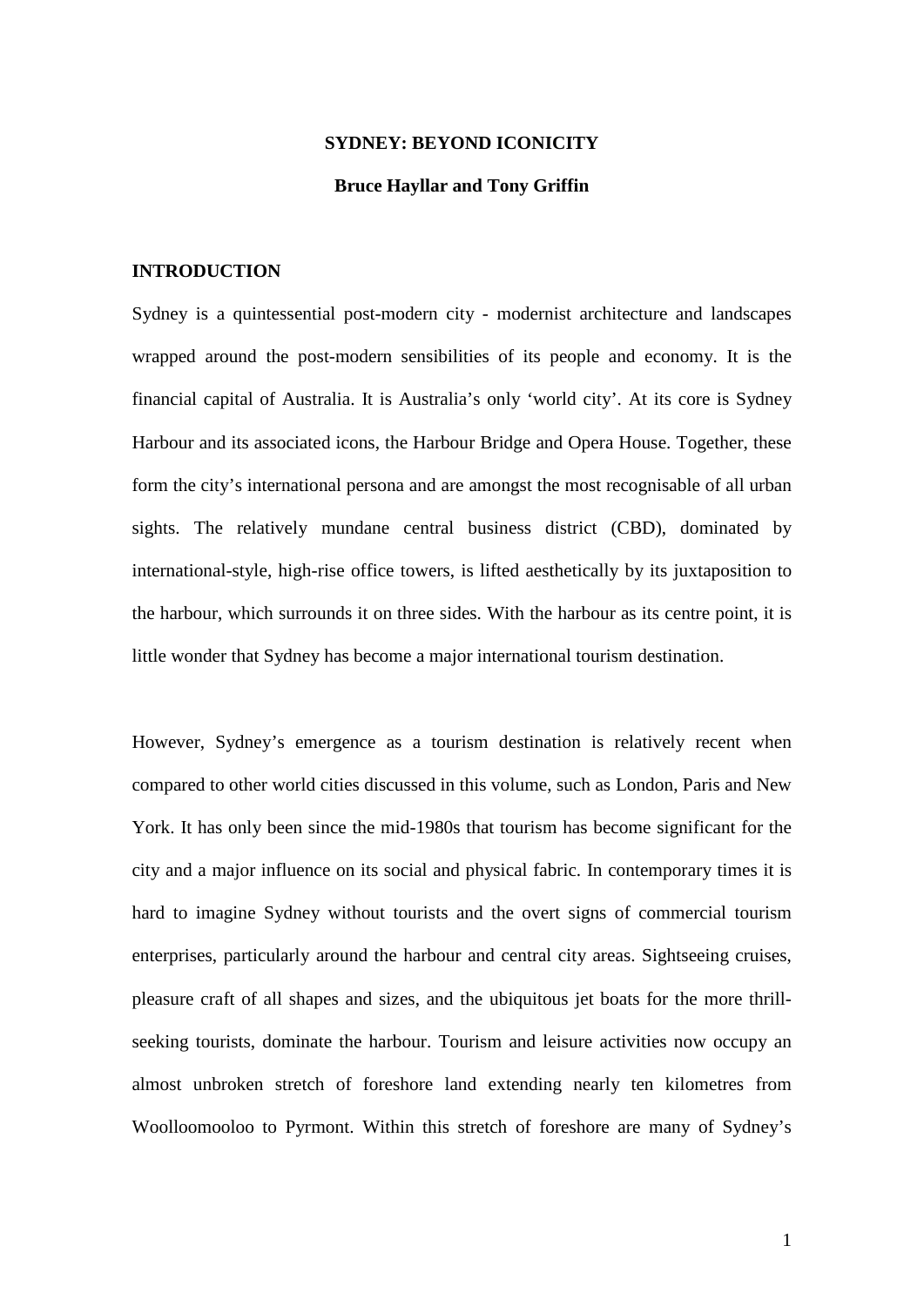# SYDNEY: BEYOND ICONICITY

**Bruce Hayllar and Tony Griffin**

## INTRODUCTION

Sydney is a quintessential post-modern city - modernist architecture and landscapes wrapped around the post-modern sensibilities of its people and economy. It is the financial capital of Australia. It is Australia's only 'world city'. At its core is Sydney Harbour and its associated icons, the Harbour Bridge and Opera House. Together, these form the city's international persona and are amongst the most recognisable of all urban sights. The relatively mundane central business district (CBD), dominated by international-style, high-rise office towers, is lifted aesthetically by its juxtaposition to the harbour, which surrounds it on three sides. With the harbour as its centre point, it is little wonder that Sydney has become a major international tourism destination.

However, Sydney's emergence as a tourism destination is relatively recent when compared to other world cities discussed in this volume, such as London, Paris and New York. It has only been since the mid-1980s that tourism has become significant for the city and a major influence on its social and physical fabric. In contemporary times it is hard to imagine Sydney without tourists and the overt signs of commercial tourism enterprises, particularly around the harbour and central city areas. Sightseeing cruises, pleasure craft of all shapes and sizes, and the ubiquitous jet boats for the more thrill-seeking tourists, dominate the harbour. Tourism and leisure activities now occupy an almost unbroken stretch of foreshore land extending nearly ten kilometres from Woolloomooloo to Pyrmont. Within this stretch of foreshore are many of Sydney's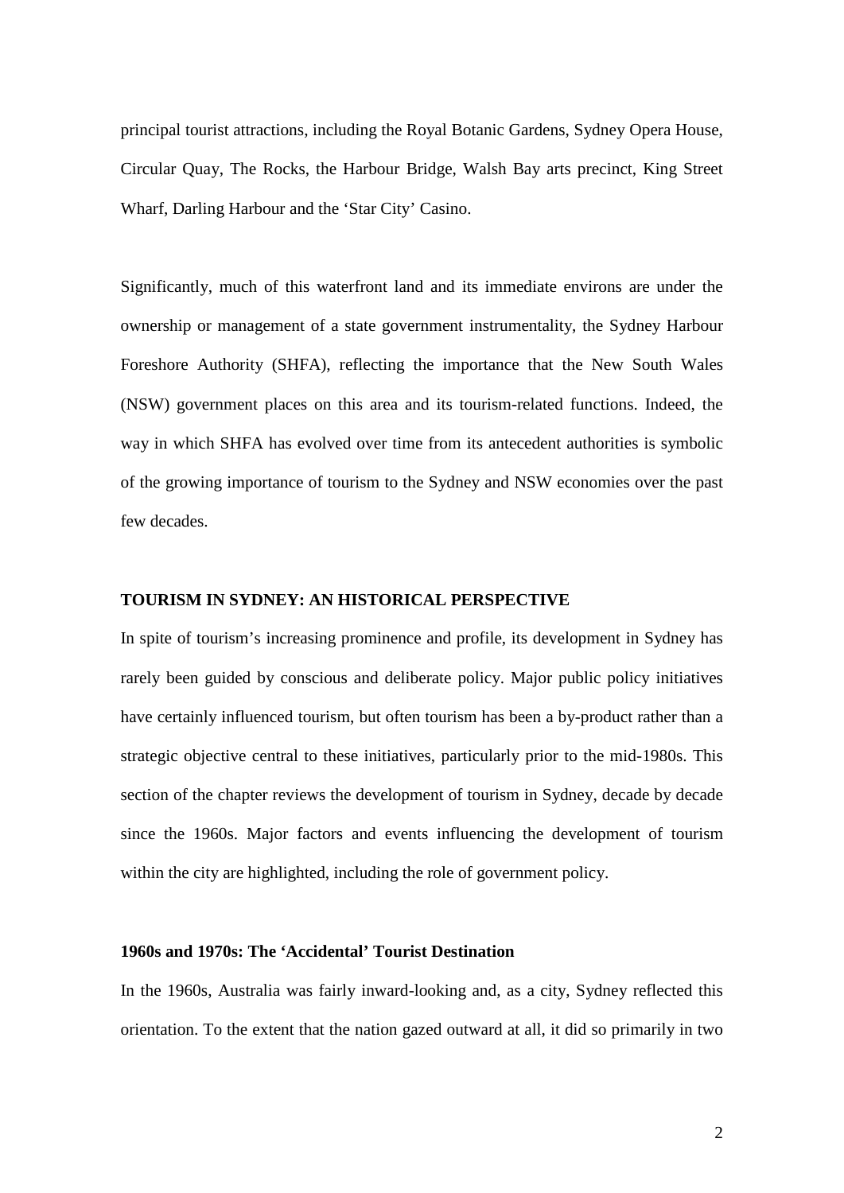principal tourist attractions, including the Royal Botanic Gardens, Sydney Opera House, Circular Quay, The Rocks, the Harbour Bridge, Walsh Bay arts precinct, King Street Wharf, Darling Harbour and the 'Star City' Casino.

Significantly, much of this waterfront land and its immediate environs are under the ownership or management of a state government instrumentality, the Sydney Harbour Foreshore Authority (SHFA), reflecting the importance that the New South Wales (NSW) government places on this area and its tourism-related functions. Indeed, the way in which SHFA has evolved over time from its antecedent authorities is symbolic of the growing importance of tourism to the Sydney and NSW economies over the past few decades.

## TOURISM IN SYDNEY: AN HISTORICAL PERSPECTIVE

In spite of tourism's increasing prominence and profile, its development in Sydney has rarely been guided by conscious and deliberate policy. Major public policy initiatives have certainly influenced tourism, but often tourism has been a by-product rather than a strategic objective central to these initiatives, particularly prior to the mid-1980s. This section of the chapter reviews the development of tourism in Sydney, decade by decade since the 1960s. Major factors and events influencing the development of tourism within the city are highlighted, including the role of government policy.

### 1960s and 1970s: The 'Accidental' Tourist Destination

In the 1960s, Australia was fairly inward-looking and, as a city, Sydney reflected this orientation. To the extent that the nation gazed outward at all, it did so primarily in two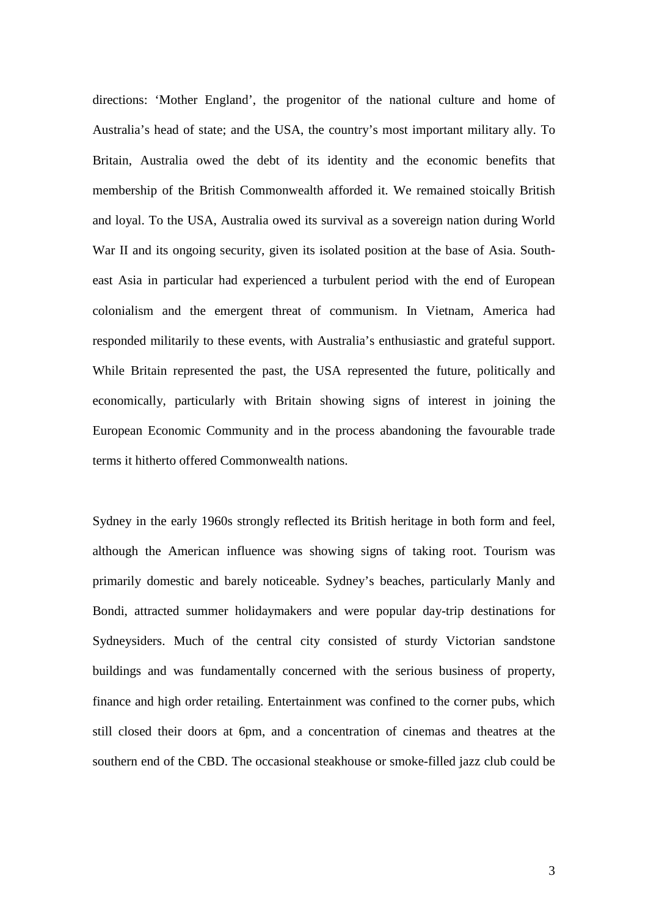directions: 'Mother England', the progenitor of the national culture and home of Australia's head of state; and the USA, the country's most important military ally. To Britain, Australia owed the debt of its identity and the economic benefits that membership of the British Commonwealth afforded it. We remained stoically British and loyal. To the USA, Australia owed its survival as a sovereign nation during World War II and its ongoing security, given its isolated position at the base of Asia. South-east Asia in particular had experienced a turbulent period with the end of European colonialism and the emergent threat of communism. In Vietnam, America had responded militarily to these events, with Australia's enthusiastic and grateful support. While Britain represented the past, the USA represented the future, politically and economically, particularly with Britain showing signs of interest in joining the European Economic Community and in the process abandoning the favourable trade terms it hitherto offered Commonwealth nations.

Sydney in the early 1960s strongly reflected its British heritage in both form and feel, although the American influence was showing signs of taking root. Tourism was primarily domestic and barely noticeable. Sydney's beaches, particularly Manly and Bondi, attracted summer holidaymakers and were popular day-trip destinations for Sydneysiders. Much of the central city consisted of sturdy Victorian sandstone buildings and was fundamentally concerned with the serious business of property, finance and high order retailing. Entertainment was confined to the corner pubs, which still closed their doors at 6pm, and a concentration of cinemas and theatres at the southern end of the CBD. The occasional steakhouse or smoke-filled jazz club could be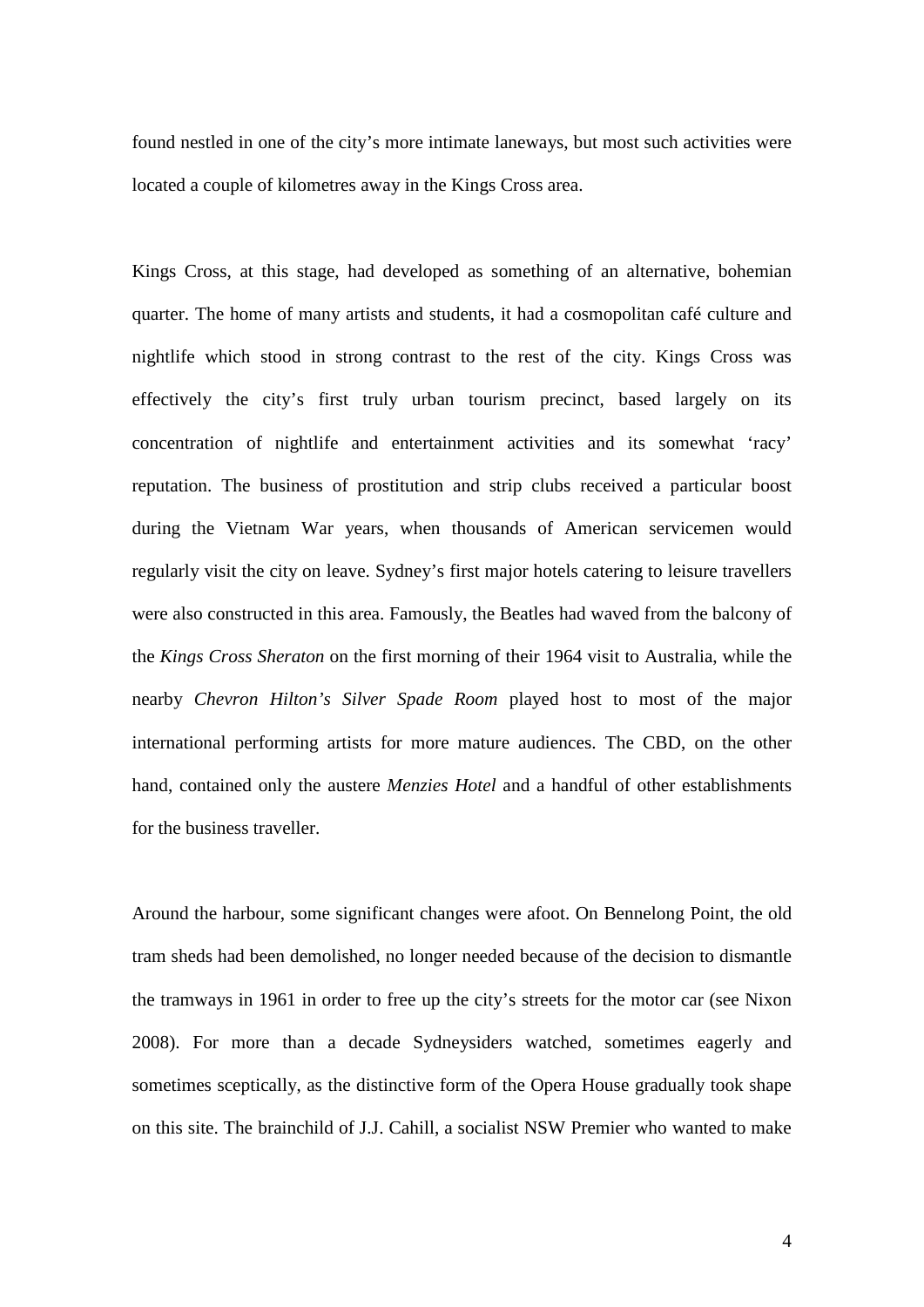found nestled in one of the city's more intimate laneways, but most such activities were located a couple of kilometres away in the Kings Cross area.

Kings Cross, at this stage, had developed as something of an alternative, bohemian quarter. The home of many artists and students, it had a cosmopolitan café culture and nightlife which stood in strong contrast to the rest of the city. Kings Cross was effectively the city's first truly urban tourism precinct, based largely on its concentration of nightlife and entertainment activities and its somewhat 'racy' reputation. The business of prostitution and strip clubs received a particular boost during the Vietnam War years, when thousands of American servicemen would regularly visit the city on leave. Sydney's first major hotels catering to leisure travellers were also constructed in this area. Famously, the Beatles had waved from the balcony of the *Kings Cross Sheraton* on the first morning of their 1964 visit to Australia, while the nearby *Chevron Hilton's Silver Spade Room* played host to most of the major international performing artists for more mature audiences. The CBD, on the other hand, contained only the austere *Menzies Hotel* and a handful of other establishments for the business traveller.

Around the harbour, some significant changes were afoot. On Bennelong Point, the old tram sheds had been demolished, no longer needed because of the decision to dismantle the tramways in 1961 in order to free up the city's streets for the motor car (see Nixon 2008). For more than a decade Sydneysiders watched, sometimes eagerly and sometimes sceptically, as the distinctive form of the Opera House gradually took shape on this site. The brainchild of J.J. Cahill, a socialist NSW Premier who wanted to make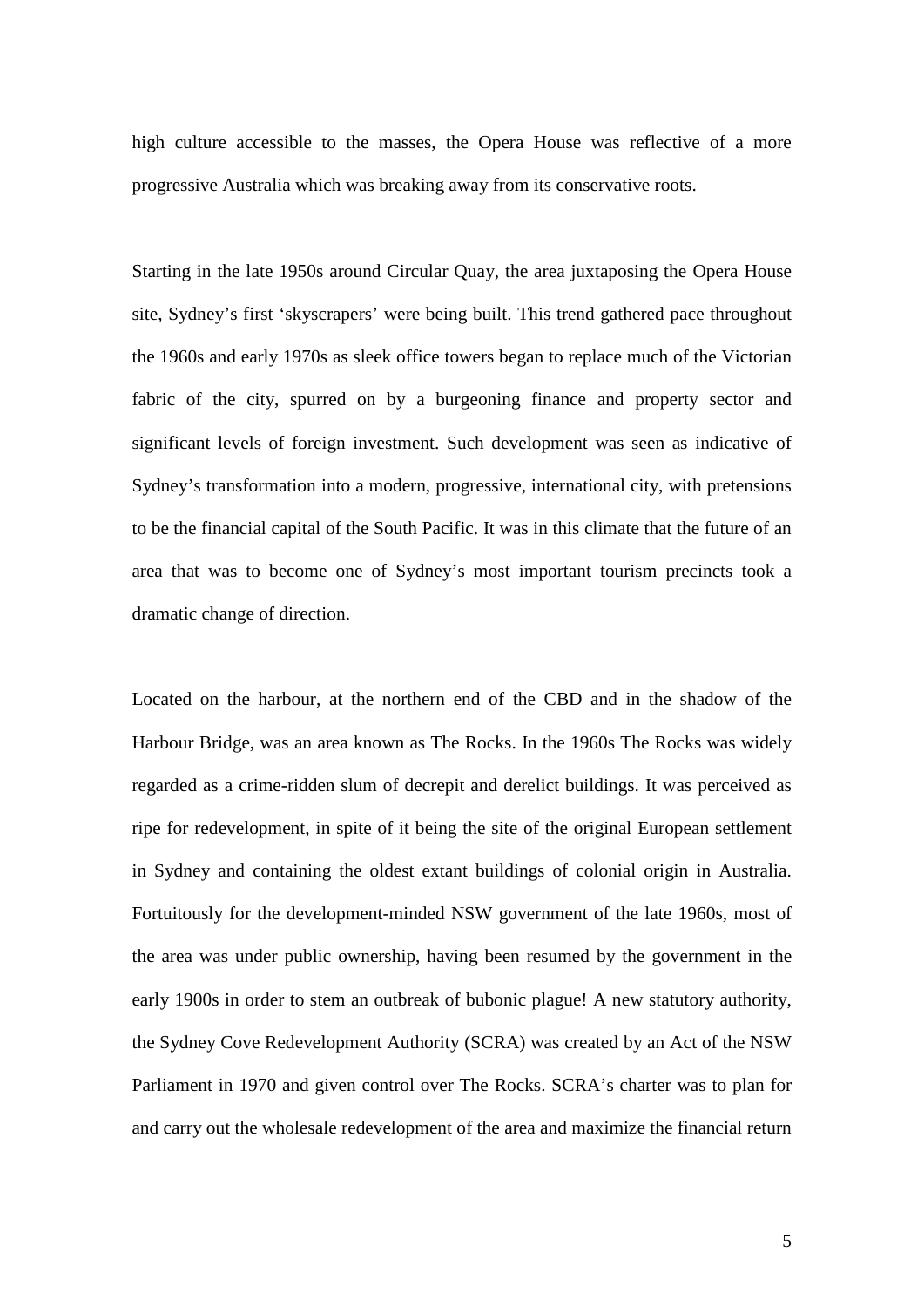high culture accessible to the masses, the Opera House was reflective of a more progressive Australia which was breaking away from its conservative roots.

Starting in the late 1950s around Circular Quay, the area juxtaposing the Opera House site, Sydney's first 'skyscrapers' were being built. This trend gathered pace throughout the 1960s and early 1970s as sleek office towers began to replace much of the Victorian fabric of the city, spurred on by a burgeoning finance and property sector and significant levels of foreign investment. Such development was seen as indicative of Sydney's transformation into a modern, progressive, international city, with pretensions to be the financial capital of the South Pacific. It was in this climate that the future of an area that was to become one of Sydney's most important tourism precincts took a dramatic change of direction.

Located on the harbour, at the northern end of the CBD and in the shadow of the Harbour Bridge, was an area known as The Rocks. In the 1960s The Rocks was widely regarded as a crime-ridden slum of decrepit and derelict buildings. It was perceived as ripe for redevelopment, in spite of it being the site of the original European settlement in Sydney and containing the oldest extant buildings of colonial origin in Australia. Fortuitously for the development-minded NSW government of the late 1960s, most of the area was under public ownership, having been resumed by the government in the early 1900s in order to stem an outbreak of bubonic plague! A new statutory authority, the Sydney Cove Redevelopment Authority (SCRA) was created by an Act of the NSW Parliament in 1970 and given control over The Rocks. SCRA's charter was to plan for and carry out the wholesale redevelopment of the area and maximize the financial return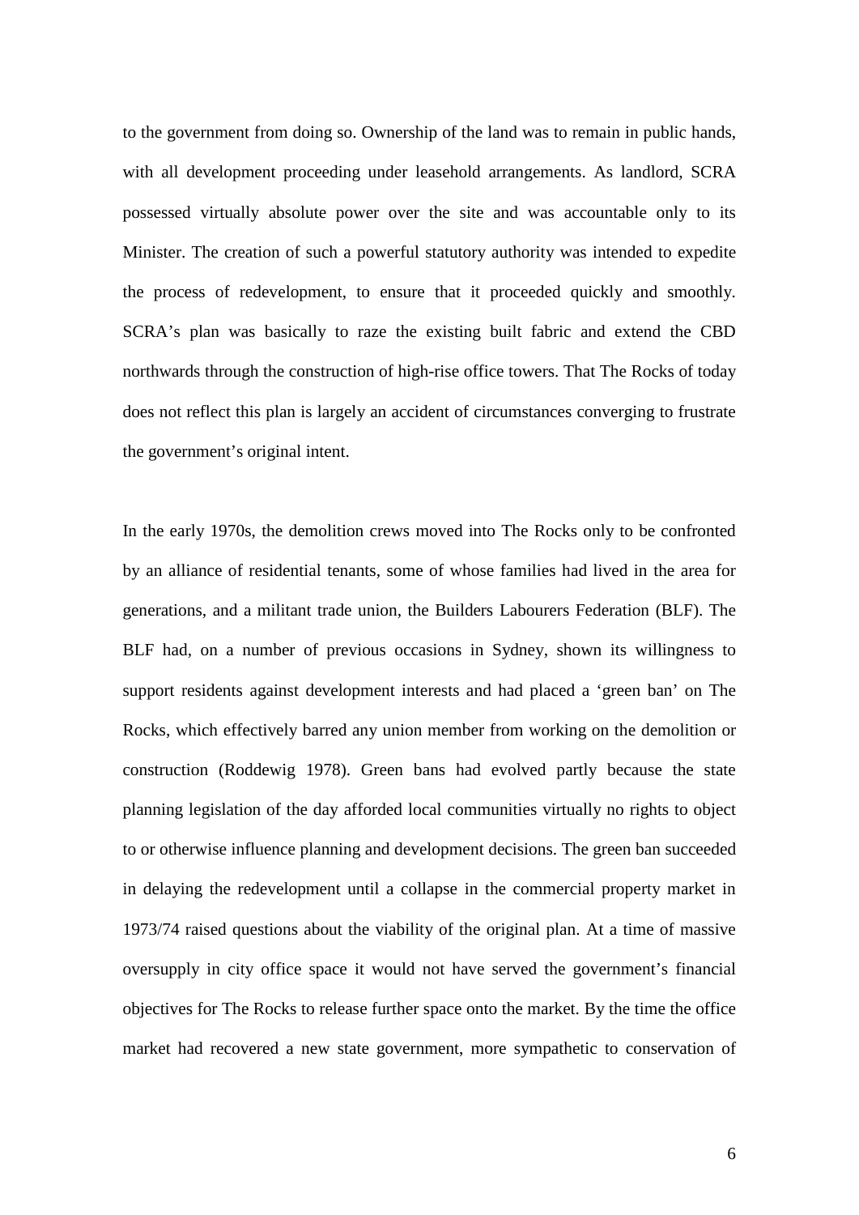to the government from doing so. Ownership of the land was to remain in public hands, with all development proceeding under leasehold arrangements. As landlord, SCRA possessed virtually absolute power over the site and was accountable only to its Minister. The creation of such a powerful statutory authority was intended to expedite the process of redevelopment, to ensure that it proceeded quickly and smoothly. SCRA's plan was basically to raze the existing built fabric and extend the CBD northwards through the construction of high-rise office towers. That The Rocks of today does not reflect this plan is largely an accident of circumstances converging to frustrate the government's original intent.

In the early 1970s, the demolition crews moved into The Rocks only to be confronted by an alliance of residential tenants, some of whose families had lived in the area for generations, and a militant trade union, the Builders Labourers Federation (BLF). The BLF had, on a number of previous occasions in Sydney, shown its willingness to support residents against development interests and had placed a 'green ban' on The Rocks, which effectively barred any union member from working on the demolition or construction (Roddewig 1978). Green bans had evolved partly because the state planning legislation of the day afforded local communities virtually no rights to object to or otherwise influence planning and development decisions. The green ban succeeded in delaying the redevelopment until a collapse in the commercial property market in 1973/74 raised questions about the viability of the original plan. At a time of massive oversupply in city office space it would not have served the government's financial objectives for The Rocks to release further space onto the market. By the time the office market had recovered a new state government, more sympathetic to conservation of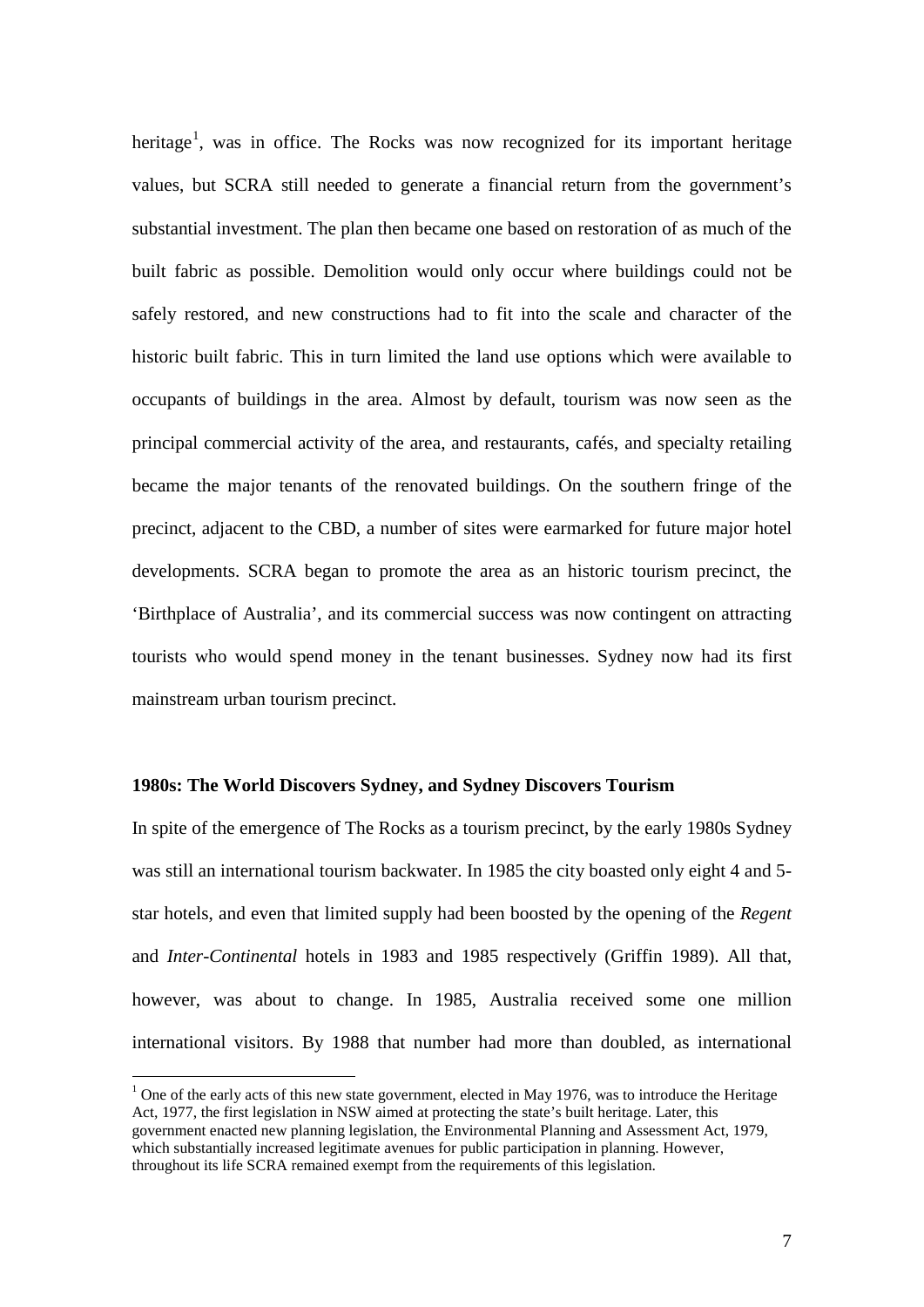heritage[1], was in office. The Rocks was now recognized for its important heritage values, but SCRA still needed to generate a financial return from the government's substantial investment. The plan then became one based on restoration of as much of the built fabric as possible. Demolition would only occur where buildings could not be safely restored, and new constructions had to fit into the scale and character of the historic built fabric. This in turn limited the land use options which were available to occupants of buildings in the area. Almost by default, tourism was now seen as the principal commercial activity of the area, and restaurants, cafés, and specialty retailing became the major tenants of the renovated buildings. On the southern fringe of the precinct, adjacent to the CBD, a number of sites were earmarked for future major hotel developments. SCRA began to promote the area as an historic tourism precinct, the 'Birthplace of Australia', and its commercial success was now contingent on attracting tourists who would spend money in the tenant businesses. Sydney now had its first mainstream urban tourism precinct.

**1980s: The World Discovers Sydney, and Sydney Discovers Tourism**

In spite of the emergence of The Rocks as a tourism precinct, by the early 1980s Sydney was still an international tourism backwater. In 1985 the city boasted only eight 4 and 5-star hotels, and even that limited supply had been boosted by the opening of the *Regent* and *Inter-Continental* hotels in 1983 and 1985 respectively (Griffin 1989). All that, however, was about to change. In 1985, Australia received some one million international visitors. By 1988 that number had more than doubled, as international

[1] One of the early acts of this new state government, elected in May 1976, was to introduce the Heritage Act, 1977, the first legislation in NSW aimed at protecting the state's built heritage. Later, this government enacted new planning legislation, the Environmental Planning and Assessment Act, 1979, which substantially increased legitimate avenues for public participation in planning. However, throughout its life SCRA remained exempt from the requirements of this legislation.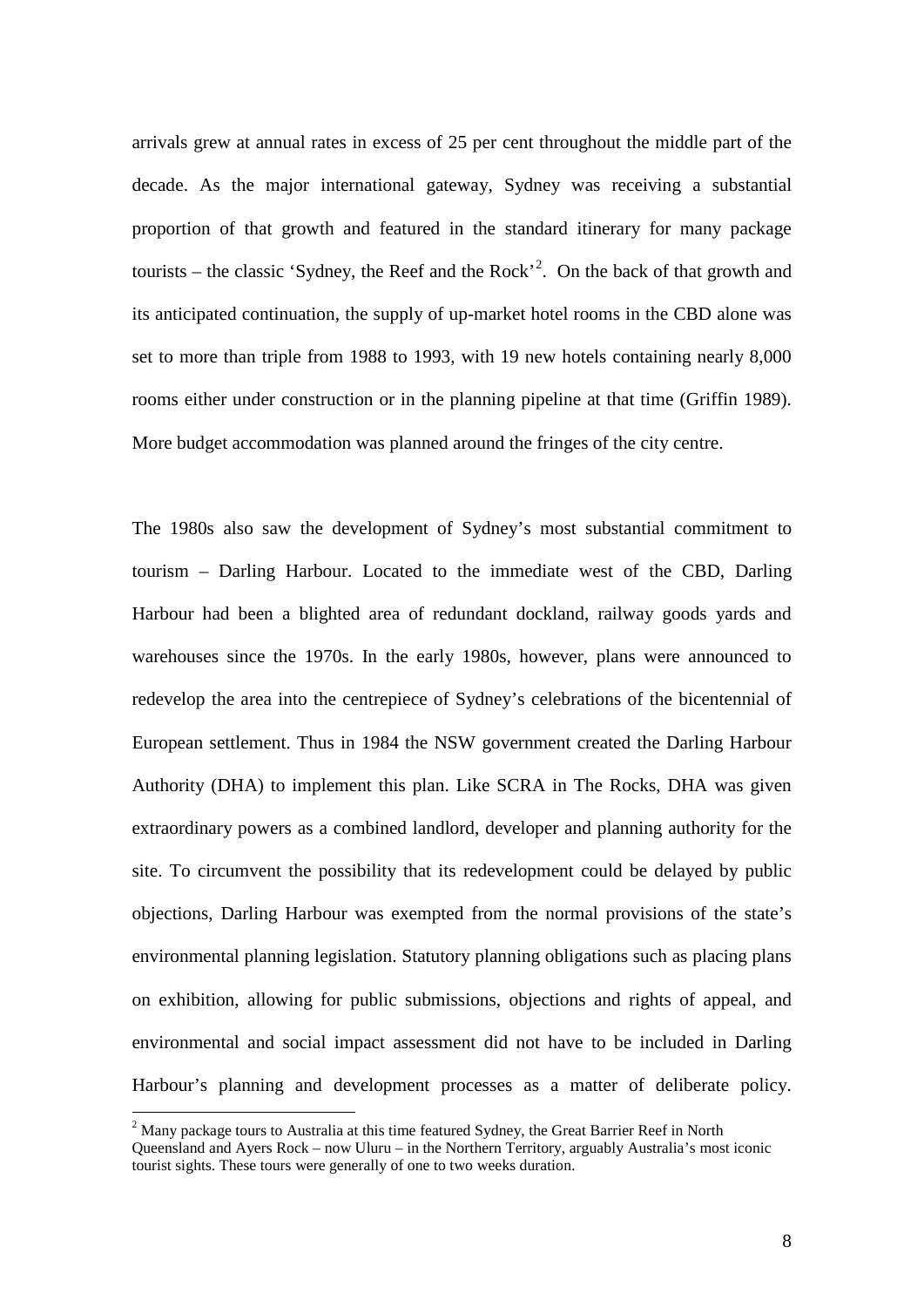arrivals grew at annual rates in excess of 25 per cent throughout the middle part of the decade. As the major international gateway, Sydney was receiving a substantial proportion of that growth and featured in the standard itinerary for many package tourists – the classic 'Sydney, the Reef and the Rock'[2]. On the back of that growth and its anticipated continuation, the supply of up-market hotel rooms in the CBD alone was set to more than triple from 1988 to 1993, with 19 new hotels containing nearly 8,000 rooms either under construction or in the planning pipeline at that time (Griffin 1989). More budget accommodation was planned around the fringes of the city centre.

The 1980s also saw the development of Sydney's most substantial commitment to tourism – Darling Harbour. Located to the immediate west of the CBD, Darling Harbour had been a blighted area of redundant dockland, railway goods yards and warehouses since the 1970s. In the early 1980s, however, plans were announced to redevelop the area into the centrepiece of Sydney's celebrations of the bicentennial of European settlement. Thus in 1984 the NSW government created the Darling Harbour Authority (DHA) to implement this plan. Like SCRA in The Rocks, DHA was given extraordinary powers as a combined landlord, developer and planning authority for the site. To circumvent the possibility that its redevelopment could be delayed by public objections, Darling Harbour was exempted from the normal provisions of the state's environmental planning legislation. Statutory planning obligations such as placing plans on exhibition, allowing for public submissions, objections and rights of appeal, and environmental and social impact assessment did not have to be included in Darling Harbour's planning and development processes as a matter of deliberate policy.

[2] Many package tours to Australia at this time featured Sydney, the Great Barrier Reef in North Queensland and Ayers Rock – now Uluru – in the Northern Territory, arguably Australia's most iconic tourist sights. These tours were generally of one to two weeks duration.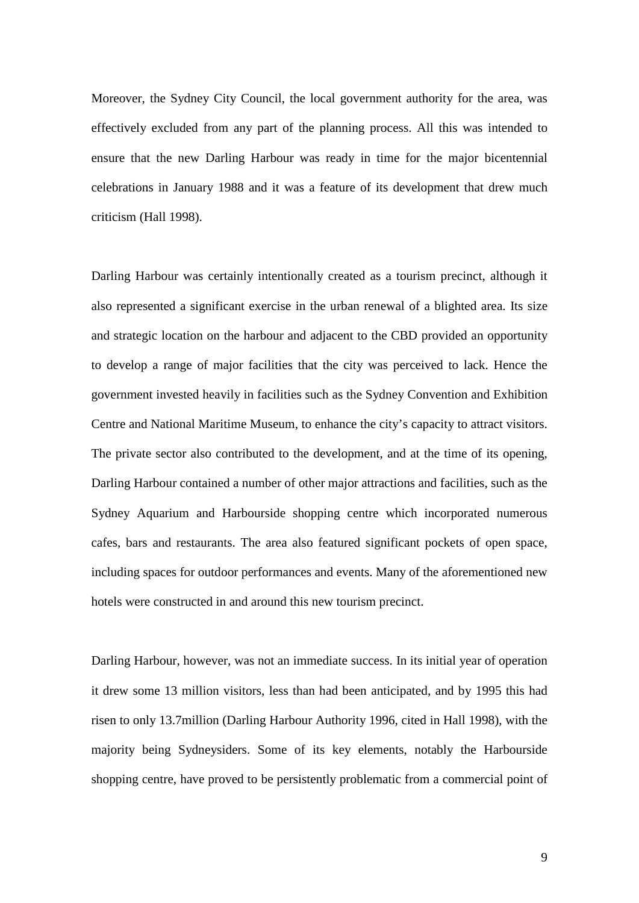Moreover, the Sydney City Council, the local government authority for the area, was effectively excluded from any part of the planning process. All this was intended to ensure that the new Darling Harbour was ready in time for the major bicentennial celebrations in January 1988 and it was a feature of its development that drew much criticism (Hall 1998).

Darling Harbour was certainly intentionally created as a tourism precinct, although it also represented a significant exercise in the urban renewal of a blighted area. Its size and strategic location on the harbour and adjacent to the CBD provided an opportunity to develop a range of major facilities that the city was perceived to lack. Hence the government invested heavily in facilities such as the Sydney Convention and Exhibition Centre and National Maritime Museum, to enhance the city's capacity to attract visitors. The private sector also contributed to the development, and at the time of its opening, Darling Harbour contained a number of other major attractions and facilities, such as the Sydney Aquarium and Harbourside shopping centre which incorporated numerous cafes, bars and restaurants. The area also featured significant pockets of open space, including spaces for outdoor performances and events. Many of the aforementioned new hotels were constructed in and around this new tourism precinct.

Darling Harbour, however, was not an immediate success. In its initial year of operation it drew some 13 million visitors, less than had been anticipated, and by 1995 this had risen to only 13.7million (Darling Harbour Authority 1996, cited in Hall 1998), with the majority being Sydneysiders. Some of its key elements, notably the Harbourside shopping centre, have proved to be persistently problematic from a commercial point of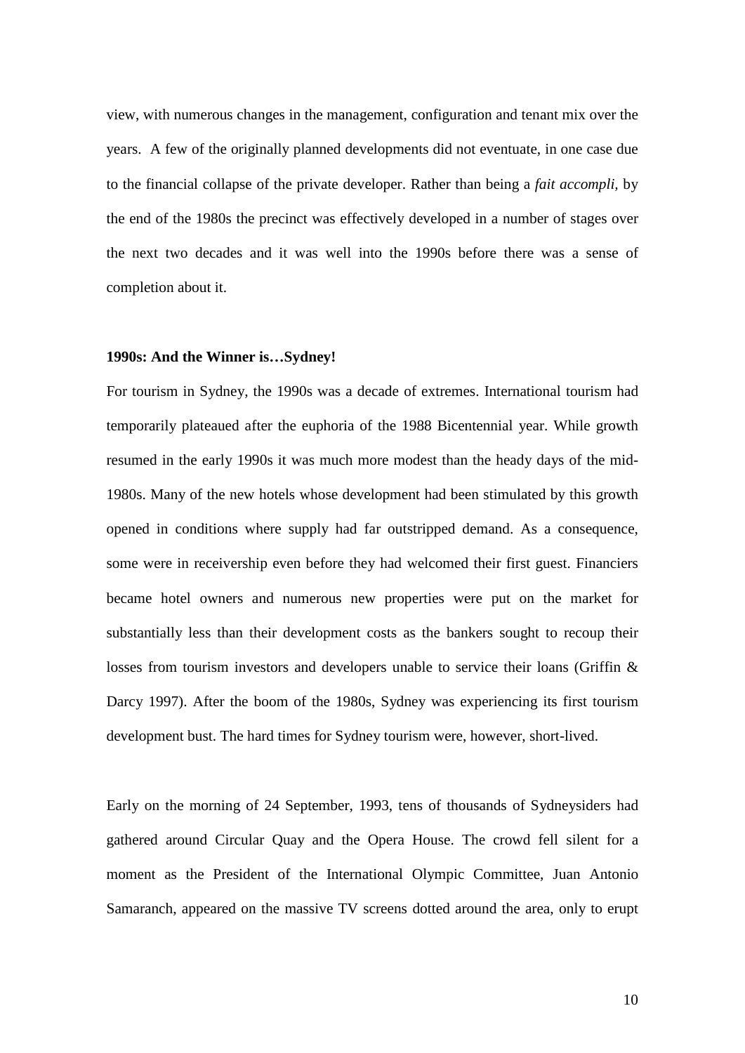view, with numerous changes in the management, configuration and tenant mix over the years. A few of the originally planned developments did not eventuate, in one case due to the financial collapse of the private developer. Rather than being a *fait accompli*, by the end of the 1980s the precinct was effectively developed in a number of stages over the next two decades and it was well into the 1990s before there was a sense of completion about it.

**1990s: And the Winner is…Sydney!**

For tourism in Sydney, the 1990s was a decade of extremes. International tourism had temporarily plateaued after the euphoria of the 1988 Bicentennial year. While growth resumed in the early 1990s it was much more modest than the heady days of the mid-1980s. Many of the new hotels whose development had been stimulated by this growth opened in conditions where supply had far outstripped demand. As a consequence, some were in receivership even before they had welcomed their first guest. Financiers became hotel owners and numerous new properties were put on the market for substantially less than their development costs as the bankers sought to recoup their losses from tourism investors and developers unable to service their loans (Griffin & Darcy 1997). After the boom of the 1980s, Sydney was experiencing its first tourism development bust. The hard times for Sydney tourism were, however, short-lived.

Early on the morning of 24 September, 1993, tens of thousands of Sydneysiders had gathered around Circular Quay and the Opera House. The crowd fell silent for a moment as the President of the International Olympic Committee, Juan Antonio Samaranch, appeared on the massive TV screens dotted around the area, only to erupt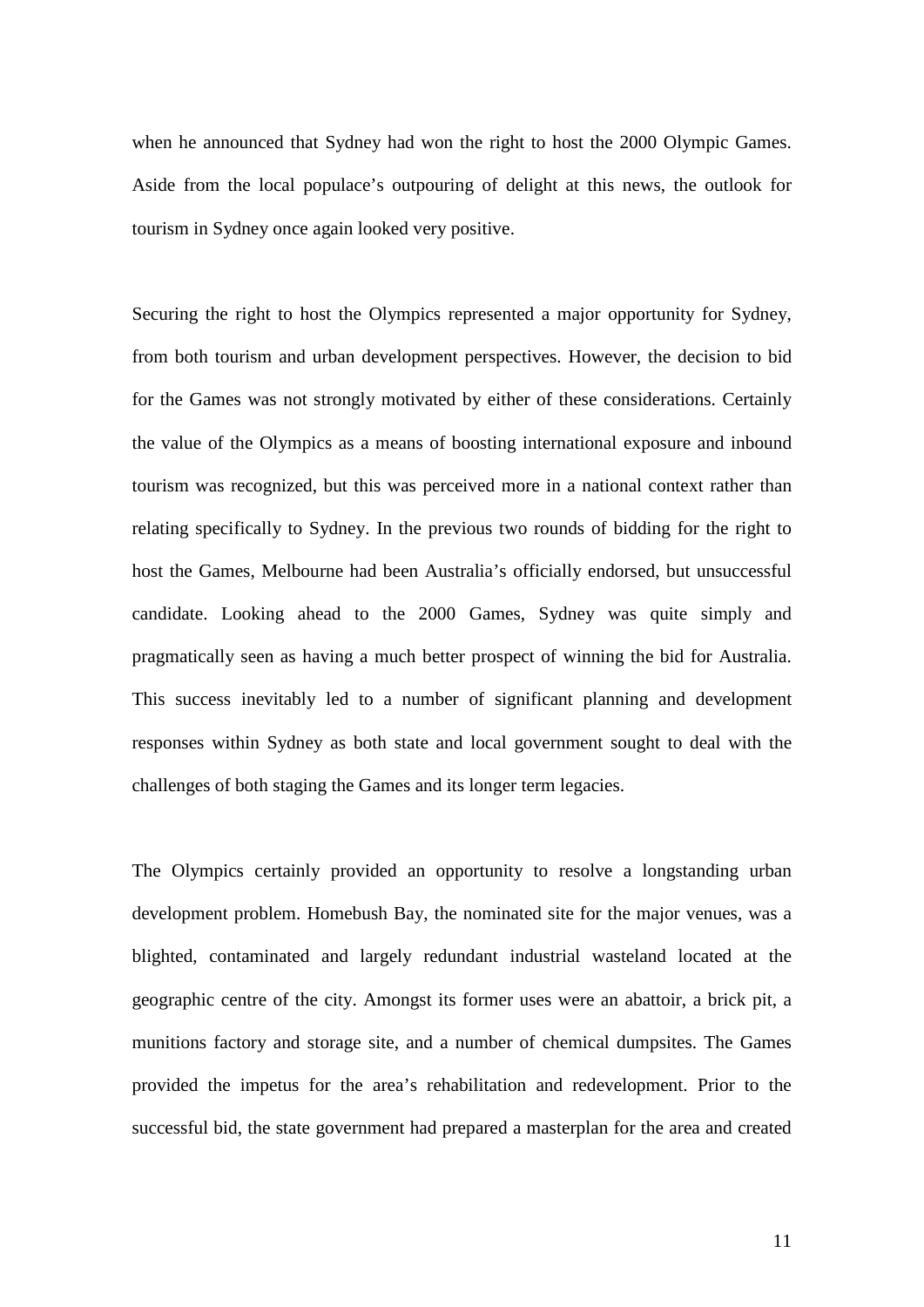when he announced that Sydney had won the right to host the 2000 Olympic Games. Aside from the local populace's outpouring of delight at this news, the outlook for tourism in Sydney once again looked very positive.

Securing the right to host the Olympics represented a major opportunity for Sydney, from both tourism and urban development perspectives. However, the decision to bid for the Games was not strongly motivated by either of these considerations. Certainly the value of the Olympics as a means of boosting international exposure and inbound tourism was recognized, but this was perceived more in a national context rather than relating specifically to Sydney. In the previous two rounds of bidding for the right to host the Games, Melbourne had been Australia's officially endorsed, but unsuccessful candidate. Looking ahead to the 2000 Games, Sydney was quite simply and pragmatically seen as having a much better prospect of winning the bid for Australia. This success inevitably led to a number of significant planning and development responses within Sydney as both state and local government sought to deal with the challenges of both staging the Games and its longer term legacies.

The Olympics certainly provided an opportunity to resolve a longstanding urban development problem. Homebush Bay, the nominated site for the major venues, was a blighted, contaminated and largely redundant industrial wasteland located at the geographic centre of the city. Amongst its former uses were an abattoir, a brick pit, a munitions factory and storage site, and a number of chemical dumpsites. The Games provided the impetus for the area's rehabilitation and redevelopment. Prior to the successful bid, the state government had prepared a masterplan for the area and created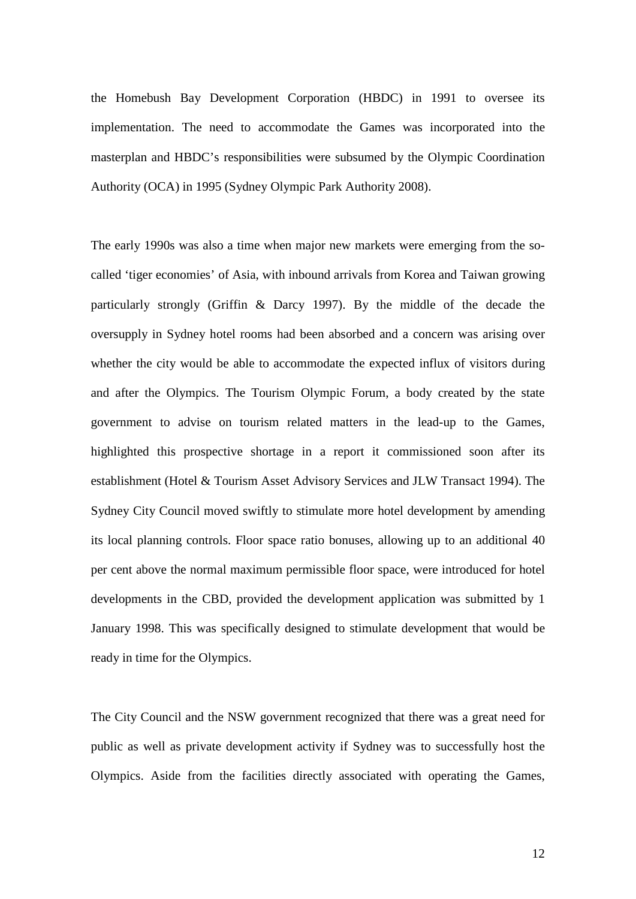the Homebush Bay Development Corporation (HBDC) in 1991 to oversee its implementation. The need to accommodate the Games was incorporated into the masterplan and HBDC's responsibilities were subsumed by the Olympic Coordination Authority (OCA) in 1995 (Sydney Olympic Park Authority 2008).

The early 1990s was also a time when major new markets were emerging from the so-called 'tiger economies' of Asia, with inbound arrivals from Korea and Taiwan growing particularly strongly (Griffin & Darcy 1997). By the middle of the decade the oversupply in Sydney hotel rooms had been absorbed and a concern was arising over whether the city would be able to accommodate the expected influx of visitors during and after the Olympics. The Tourism Olympic Forum, a body created by the state government to advise on tourism related matters in the lead-up to the Games, highlighted this prospective shortage in a report it commissioned soon after its establishment (Hotel & Tourism Asset Advisory Services and JLW Transact 1994). The Sydney City Council moved swiftly to stimulate more hotel development by amending its local planning controls. Floor space ratio bonuses, allowing up to an additional 40 per cent above the normal maximum permissible floor space, were introduced for hotel developments in the CBD, provided the development application was submitted by 1 January 1998. This was specifically designed to stimulate development that would be ready in time for the Olympics.

The City Council and the NSW government recognized that there was a great need for public as well as private development activity if Sydney was to successfully host the Olympics. Aside from the facilities directly associated with operating the Games,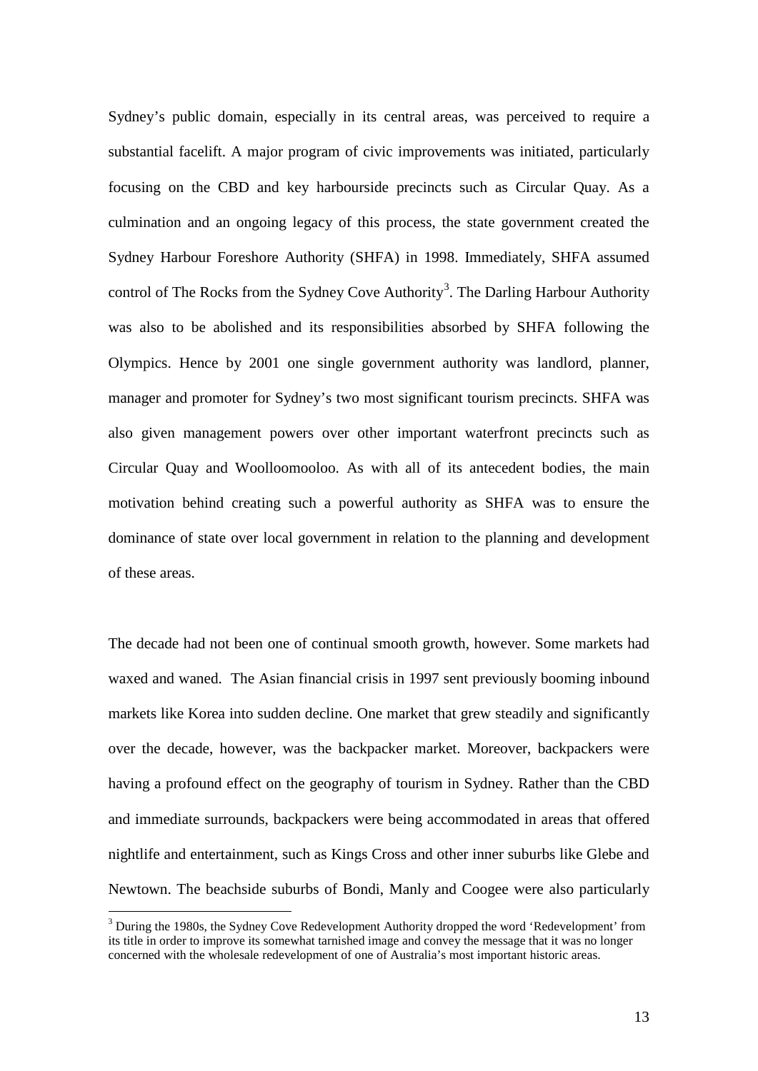Sydney's public domain, especially in its central areas, was perceived to require a substantial facelift. A major program of civic improvements was initiated, particularly focusing on the CBD and key harbourside precincts such as Circular Quay. As a culmination and an ongoing legacy of this process, the state government created the Sydney Harbour Foreshore Authority (SHFA) in 1998. Immediately, SHFA assumed control of The Rocks from the Sydney Cove Authority[3]. The Darling Harbour Authority was also to be abolished and its responsibilities absorbed by SHFA following the Olympics. Hence by 2001 one single government authority was landlord, planner, manager and promoter for Sydney's two most significant tourism precincts. SHFA was also given management powers over other important waterfront precincts such as Circular Quay and Woolloomooloo. As with all of its antecedent bodies, the main motivation behind creating such a powerful authority as SHFA was to ensure the dominance of state over local government in relation to the planning and development of these areas.

The decade had not been one of continual smooth growth, however. Some markets had waxed and waned. The Asian financial crisis in 1997 sent previously booming inbound markets like Korea into sudden decline. One market that grew steadily and significantly over the decade, however, was the backpacker market. Moreover, backpackers were having a profound effect on the geography of tourism in Sydney. Rather than the CBD and immediate surrounds, backpackers were being accommodated in areas that offered nightlife and entertainment, such as Kings Cross and other inner suburbs like Glebe and Newtown. The beachside suburbs of Bondi, Manly and Coogee were also particularly

[3] During the 1980s, the Sydney Cove Redevelopment Authority dropped the word 'Redevelopment' from its title in order to improve its somewhat tarnished image and convey the message that it was no longer concerned with the wholesale redevelopment of one of Australia's most important historic areas.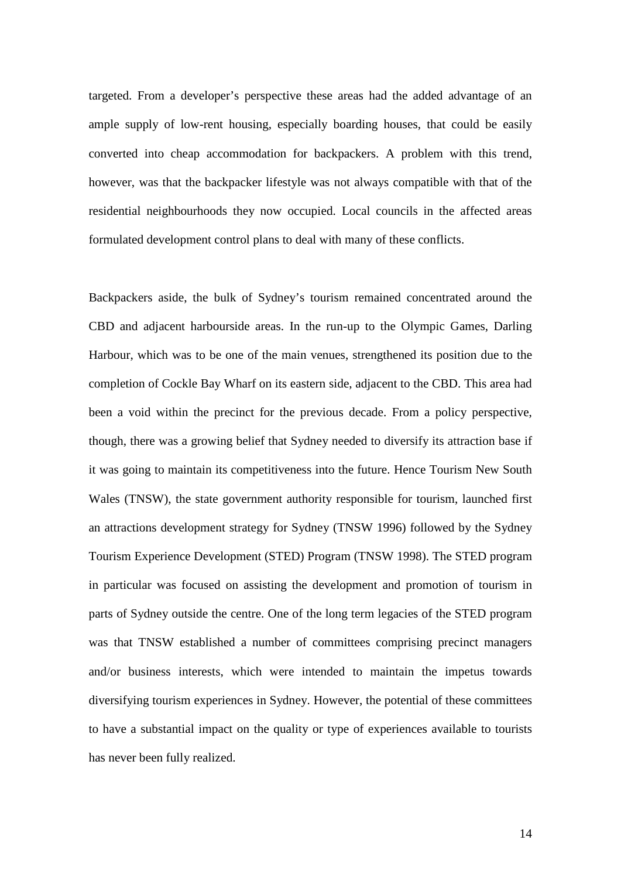targeted. From a developer's perspective these areas had the added advantage of an ample supply of low-rent housing, especially boarding houses, that could be easily converted into cheap accommodation for backpackers. A problem with this trend, however, was that the backpacker lifestyle was not always compatible with that of the residential neighbourhoods they now occupied. Local councils in the affected areas formulated development control plans to deal with many of these conflicts.

Backpackers aside, the bulk of Sydney's tourism remained concentrated around the CBD and adjacent harbourside areas. In the run-up to the Olympic Games, Darling Harbour, which was to be one of the main venues, strengthened its position due to the completion of Cockle Bay Wharf on its eastern side, adjacent to the CBD. This area had been a void within the precinct for the previous decade. From a policy perspective, though, there was a growing belief that Sydney needed to diversify its attraction base if it was going to maintain its competitiveness into the future. Hence Tourism New South Wales (TNSW), the state government authority responsible for tourism, launched first an attractions development strategy for Sydney (TNSW 1996) followed by the Sydney Tourism Experience Development (STED) Program (TNSW 1998). The STED program in particular was focused on assisting the development and promotion of tourism in parts of Sydney outside the centre. One of the long term legacies of the STED program was that TNSW established a number of committees comprising precinct managers and/or business interests, which were intended to maintain the impetus towards diversifying tourism experiences in Sydney. However, the potential of these committees to have a substantial impact on the quality or type of experiences available to tourists has never been fully realized.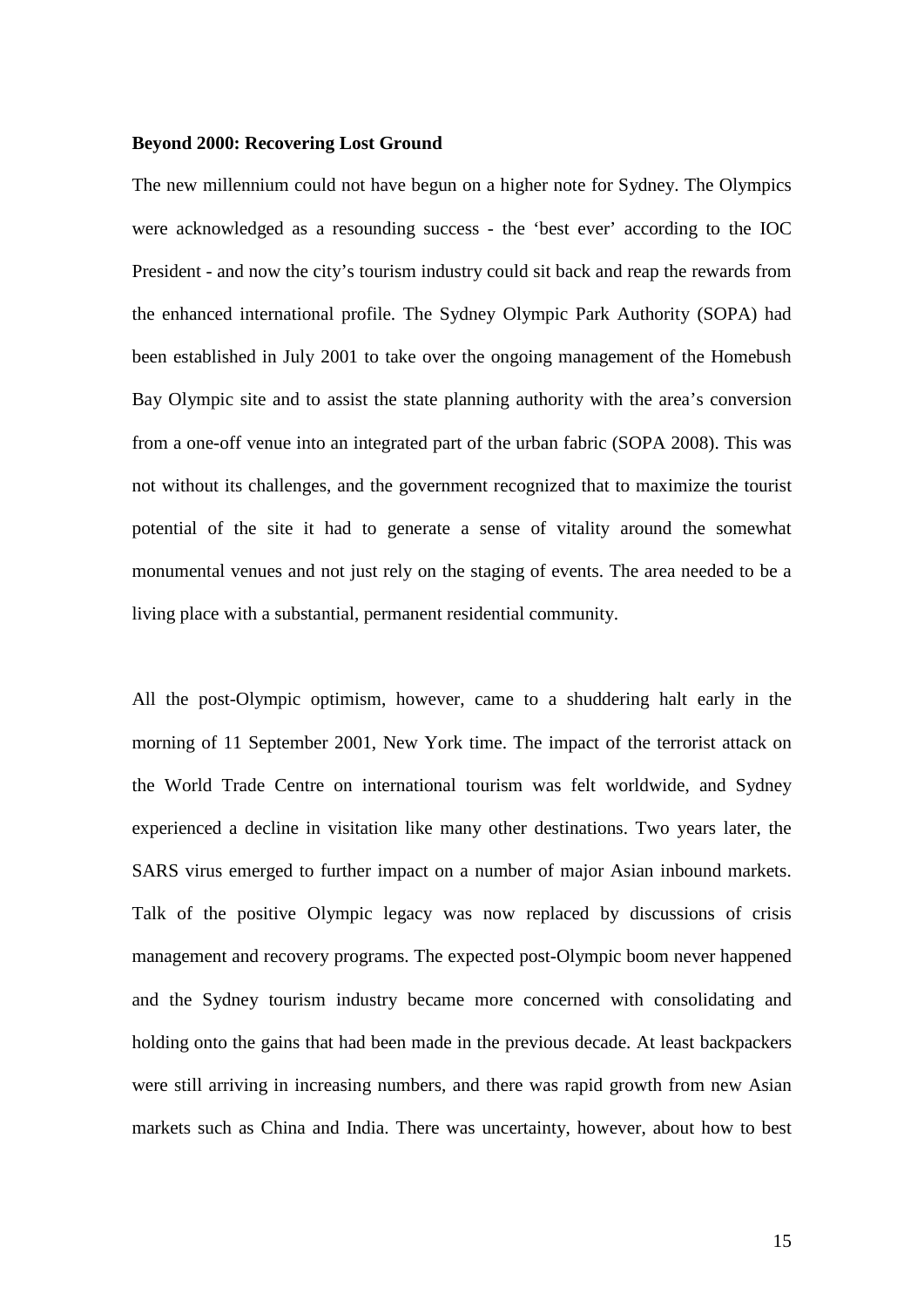**Beyond 2000: Recovering Lost Ground**

The new millennium could not have begun on a higher note for Sydney. The Olympics were acknowledged as a resounding success - the 'best ever' according to the IOC President - and now the city's tourism industry could sit back and reap the rewards from the enhanced international profile. The Sydney Olympic Park Authority (SOPA) had been established in July 2001 to take over the ongoing management of the Homebush Bay Olympic site and to assist the state planning authority with the area's conversion from a one-off venue into an integrated part of the urban fabric (SOPA 2008). This was not without its challenges, and the government recognized that to maximize the tourist potential of the site it had to generate a sense of vitality around the somewhat monumental venues and not just rely on the staging of events. The area needed to be a living place with a substantial, permanent residential community.

All the post-Olympic optimism, however, came to a shuddering halt early in the morning of 11 September 2001, New York time. The impact of the terrorist attack on the World Trade Centre on international tourism was felt worldwide, and Sydney experienced a decline in visitation like many other destinations. Two years later, the SARS virus emerged to further impact on a number of major Asian inbound markets. Talk of the positive Olympic legacy was now replaced by discussions of crisis management and recovery programs. The expected post-Olympic boom never happened and the Sydney tourism industry became more concerned with consolidating and holding onto the gains that had been made in the previous decade. At least backpackers were still arriving in increasing numbers, and there was rapid growth from new Asian markets such as China and India. There was uncertainty, however, about how to best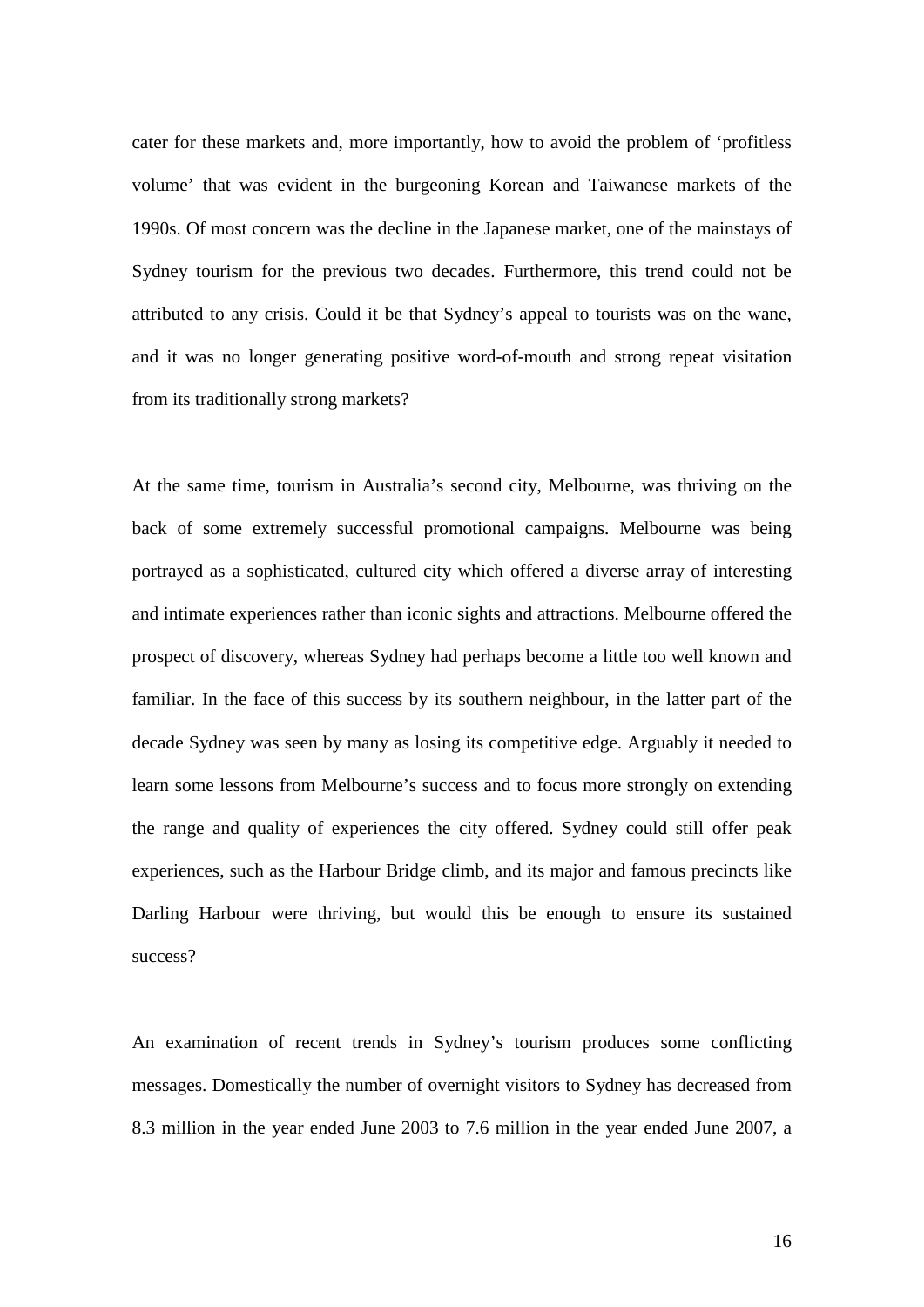cater for these markets and, more importantly, how to avoid the problem of 'profitless volume' that was evident in the burgeoning Korean and Taiwanese markets of the 1990s. Of most concern was the decline in the Japanese market, one of the mainstays of Sydney tourism for the previous two decades. Furthermore, this trend could not be attributed to any crisis. Could it be that Sydney's appeal to tourists was on the wane, and it was no longer generating positive word-of-mouth and strong repeat visitation from its traditionally strong markets?

At the same time, tourism in Australia's second city, Melbourne, was thriving on the back of some extremely successful promotional campaigns. Melbourne was being portrayed as a sophisticated, cultured city which offered a diverse array of interesting and intimate experiences rather than iconic sights and attractions. Melbourne offered the prospect of discovery, whereas Sydney had perhaps become a little too well known and familiar. In the face of this success by its southern neighbour, in the latter part of the decade Sydney was seen by many as losing its competitive edge. Arguably it needed to learn some lessons from Melbourne's success and to focus more strongly on extending the range and quality of experiences the city offered. Sydney could still offer peak experiences, such as the Harbour Bridge climb, and its major and famous precincts like Darling Harbour were thriving, but would this be enough to ensure its sustained success?

An examination of recent trends in Sydney's tourism produces some conflicting messages. Domestically the number of overnight visitors to Sydney has decreased from 8.3 million in the year ended June 2003 to 7.6 million in the year ended June 2007, a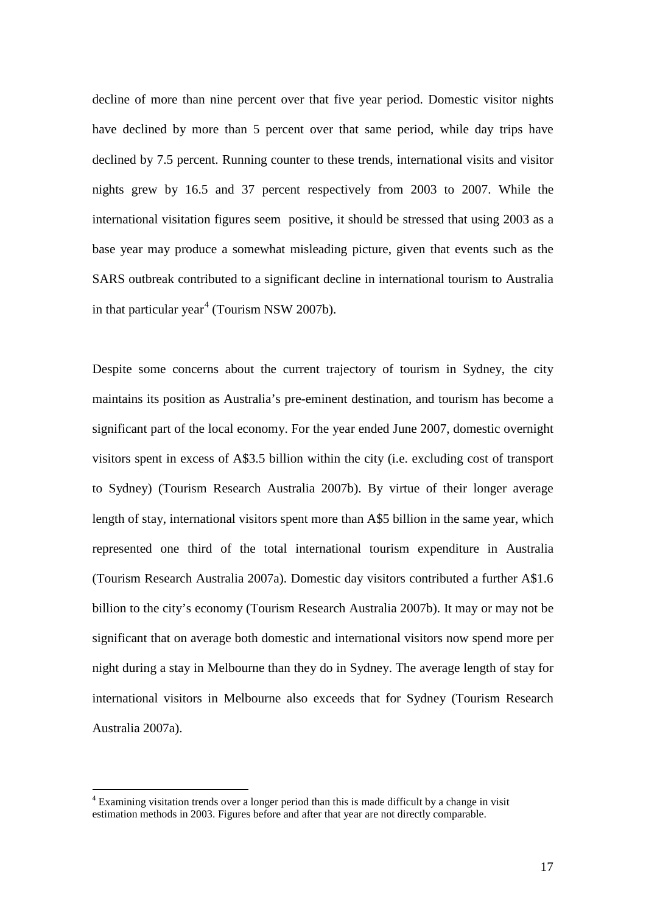decline of more than nine percent over that five year period. Domestic visitor nights have declined by more than 5 percent over that same period, while day trips have declined by 7.5 percent. Running counter to these trends, international visits and visitor nights grew by 16.5 and 37 percent respectively from 2003 to 2007. While the international visitation figures seem positive, it should be stressed that using 2003 as a base year may produce a somewhat misleading picture, given that events such as the SARS outbreak contributed to a significant decline in international tourism to Australia in that particular year[4] (Tourism NSW 2007b).

Despite some concerns about the current trajectory of tourism in Sydney, the city maintains its position as Australia's pre-eminent destination, and tourism has become a significant part of the local economy. For the year ended June 2007, domestic overnight visitors spent in excess of A$3.5 billion within the city (i.e. excluding cost of transport to Sydney) (Tourism Research Australia 2007b). By virtue of their longer average length of stay, international visitors spent more than A$5 billion in the same year, which represented one third of the total international tourism expenditure in Australia (Tourism Research Australia 2007a). Domestic day visitors contributed a further A$1.6 billion to the city's economy (Tourism Research Australia 2007b). It may or may not be significant that on average both domestic and international visitors now spend more per night during a stay in Melbourne than they do in Sydney. The average length of stay for international visitors in Melbourne also exceeds that for Sydney (Tourism Research Australia 2007a).

---

[4] Examining visitation trends over a longer period than this is made difficult by a change in visit estimation methods in 2003. Figures before and after that year are not directly comparable.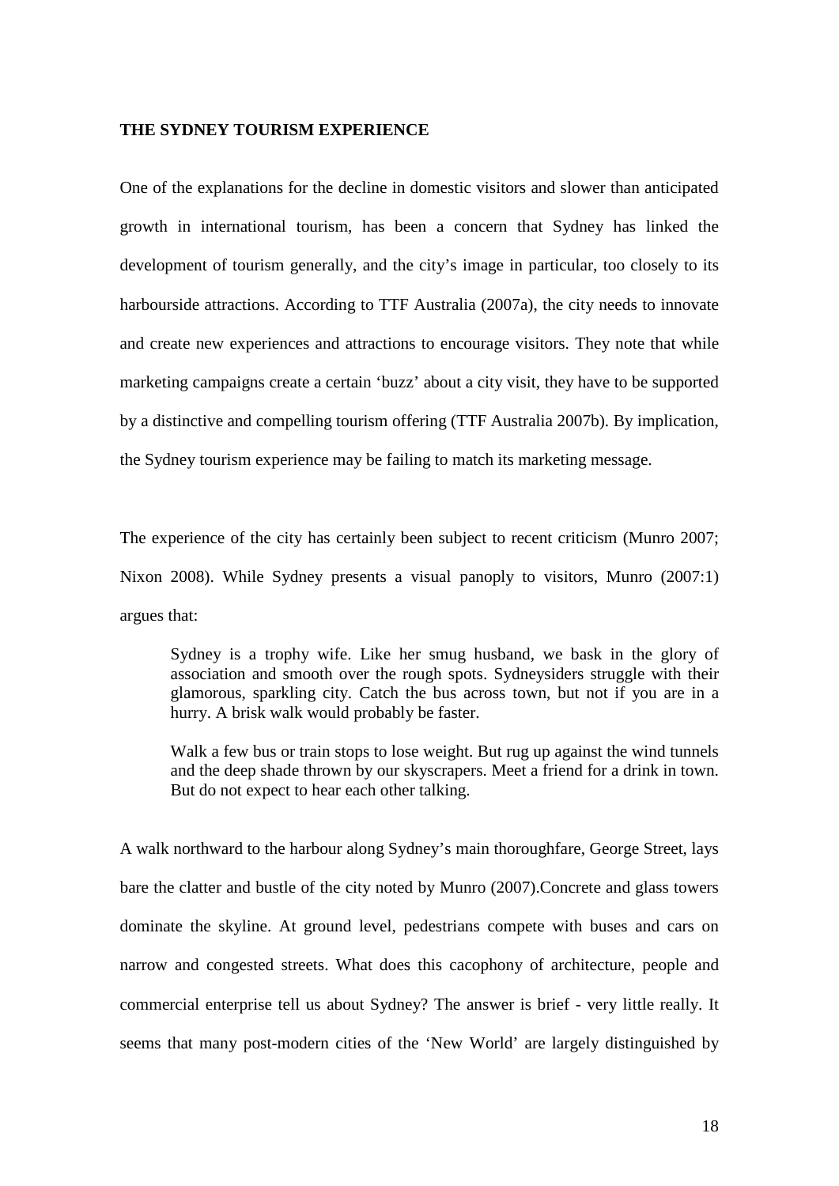## THE SYDNEY TOURISM EXPERIENCE

One of the explanations for the decline in domestic visitors and slower than anticipated growth in international tourism, has been a concern that Sydney has linked the development of tourism generally, and the city's image in particular, too closely to its harbourside attractions. According to TTF Australia (2007a), the city needs to innovate and create new experiences and attractions to encourage visitors. They note that while marketing campaigns create a certain 'buzz' about a city visit, they have to be supported by a distinctive and compelling tourism offering (TTF Australia 2007b). By implication, the Sydney tourism experience may be failing to match its marketing message.

The experience of the city has certainly been subject to recent criticism (Munro 2007; Nixon 2008). While Sydney presents a visual panoply to visitors, Munro (2007:1) argues that:

> Sydney is a trophy wife. Like her smug husband, we bask in the glory of association and smooth over the rough spots. Sydneysiders struggle with their glamorous, sparkling city. Catch the bus across town, but not if you are in a hurry. A brisk walk would probably be faster.
>
> Walk a few bus or train stops to lose weight. But rug up against the wind tunnels and the deep shade thrown by our skyscrapers. Meet a friend for a drink in town. But do not expect to hear each other talking.

A walk northward to the harbour along Sydney's main thoroughfare, George Street, lays bare the clatter and bustle of the city noted by Munro (2007).Concrete and glass towers dominate the skyline. At ground level, pedestrians compete with buses and cars on narrow and congested streets. What does this cacophony of architecture, people and commercial enterprise tell us about Sydney? The answer is brief - very little really. It seems that many post-modern cities of the 'New World' are largely distinguished by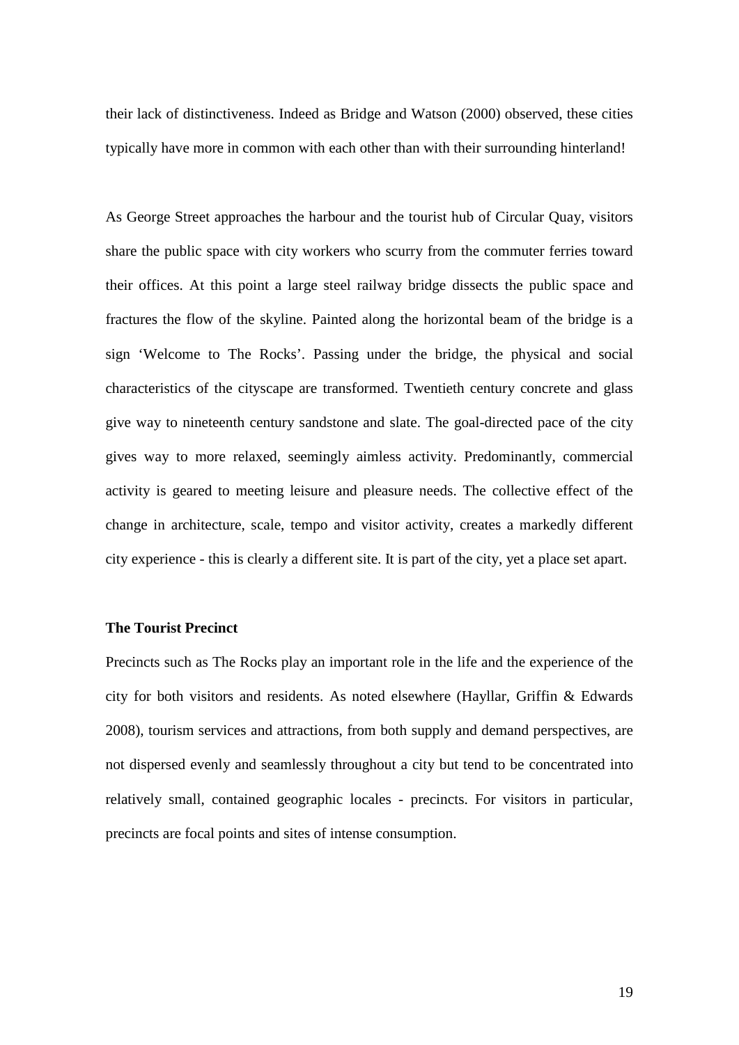their lack of distinctiveness. Indeed as Bridge and Watson (2000) observed, these cities typically have more in common with each other than with their surrounding hinterland!

As George Street approaches the harbour and the tourist hub of Circular Quay, visitors share the public space with city workers who scurry from the commuter ferries toward their offices. At this point a large steel railway bridge dissects the public space and fractures the flow of the skyline. Painted along the horizontal beam of the bridge is a sign 'Welcome to The Rocks'. Passing under the bridge, the physical and social characteristics of the cityscape are transformed. Twentieth century concrete and glass give way to nineteenth century sandstone and slate. The goal-directed pace of the city gives way to more relaxed, seemingly aimless activity. Predominantly, commercial activity is geared to meeting leisure and pleasure needs. The collective effect of the change in architecture, scale, tempo and visitor activity, creates a markedly different city experience - this is clearly a different site. It is part of the city, yet a place set apart.

**The Tourist Precinct**

Precincts such as The Rocks play an important role in the life and the experience of the city for both visitors and residents. As noted elsewhere (Hayllar, Griffin & Edwards 2008), tourism services and attractions, from both supply and demand perspectives, are not dispersed evenly and seamlessly throughout a city but tend to be concentrated into relatively small, contained geographic locales - precincts. For visitors in particular, precincts are focal points and sites of intense consumption.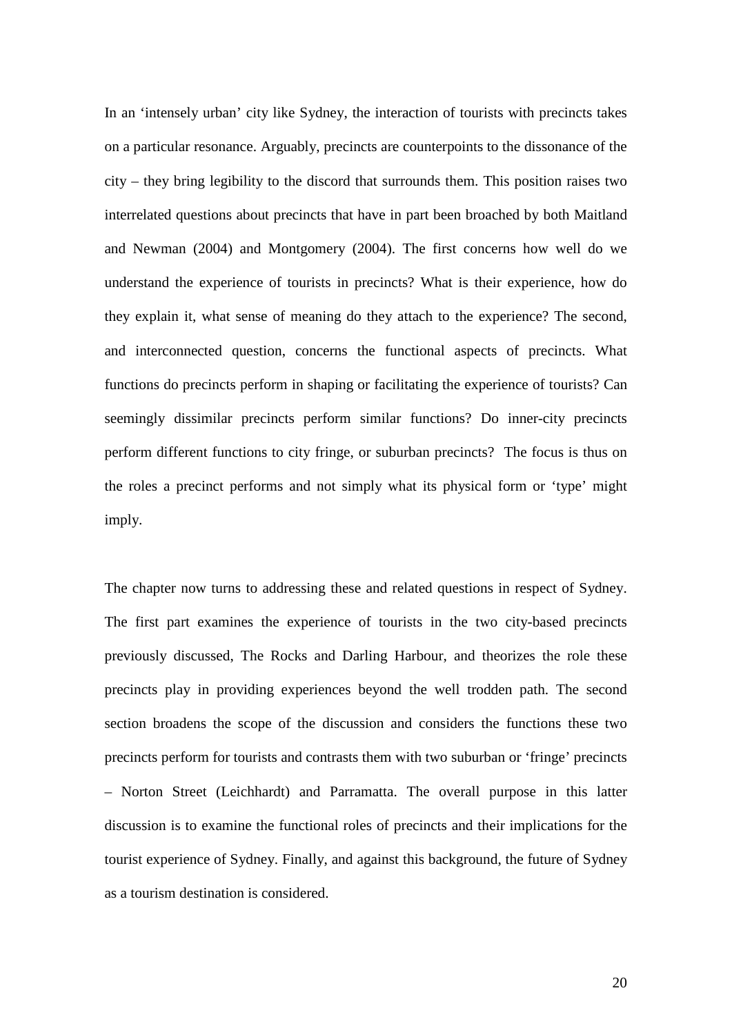In an 'intensely urban' city like Sydney, the interaction of tourists with precincts takes on a particular resonance. Arguably, precincts are counterpoints to the dissonance of the city – they bring legibility to the discord that surrounds them. This position raises two interrelated questions about precincts that have in part been broached by both Maitland and Newman (2004) and Montgomery (2004). The first concerns how well do we understand the experience of tourists in precincts? What is their experience, how do they explain it, what sense of meaning do they attach to the experience? The second, and interconnected question, concerns the functional aspects of precincts. What functions do precincts perform in shaping or facilitating the experience of tourists? Can seemingly dissimilar precincts perform similar functions? Do inner-city precincts perform different functions to city fringe, or suburban precincts? The focus is thus on the roles a precinct performs and not simply what its physical form or 'type' might imply.

The chapter now turns to addressing these and related questions in respect of Sydney. The first part examines the experience of tourists in the two city-based precincts previously discussed, The Rocks and Darling Harbour, and theorizes the role these precincts play in providing experiences beyond the well trodden path. The second section broadens the scope of the discussion and considers the functions these two precincts perform for tourists and contrasts them with two suburban or 'fringe' precincts – Norton Street (Leichhardt) and Parramatta. The overall purpose in this latter discussion is to examine the functional roles of precincts and their implications for the tourist experience of Sydney. Finally, and against this background, the future of Sydney as a tourism destination is considered.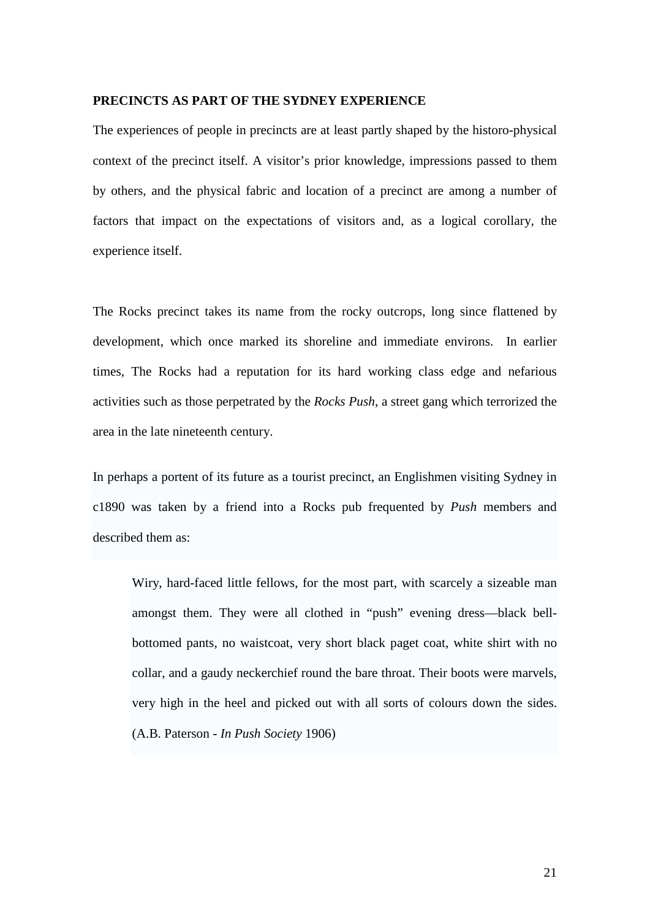**PRECINCTS AS PART OF THE SYDNEY EXPERIENCE**

The experiences of people in precincts are at least partly shaped by the historo-physical context of the precinct itself. A visitor's prior knowledge, impressions passed to them by others, and the physical fabric and location of a precinct are among a number of factors that impact on the expectations of visitors and, as a logical corollary, the experience itself.

The Rocks precinct takes its name from the rocky outcrops, long since flattened by development, which once marked its shoreline and immediate environs. In earlier times, The Rocks had a reputation for its hard working class edge and nefarious activities such as those perpetrated by the *Rocks Push*, a street gang which terrorized the area in the late nineteenth century.

In perhaps a portent of its future as a tourist precinct, an Englishmen visiting Sydney in c1890 was taken by a friend into a Rocks pub frequented by *Push* members and described them as:

> Wiry, hard-faced little fellows, for the most part, with scarcely a sizeable man amongst them. They were all clothed in "push" evening dress—black bell-bottomed pants, no waistcoat, very short black paget coat, white shirt with no collar, and a gaudy neckerchief round the bare throat. Their boots were marvels, very high in the heel and picked out with all sorts of colours down the sides. (A.B. Paterson - *In Push Society* 1906)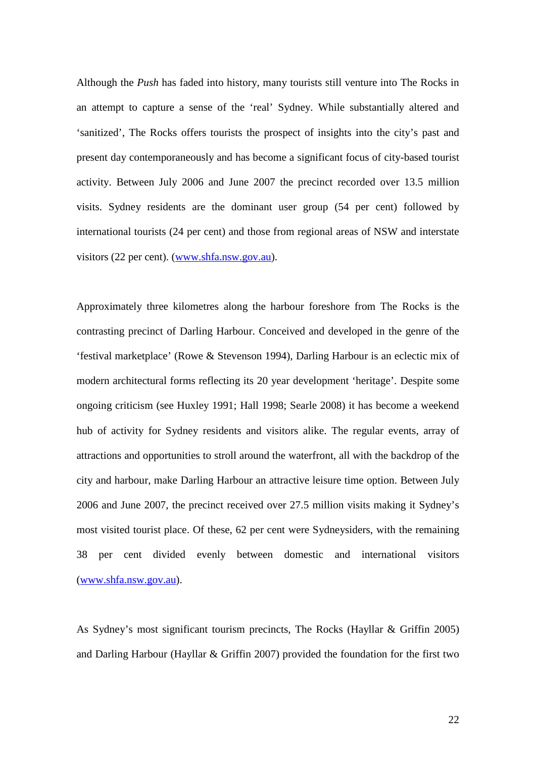Although the *Push* has faded into history, many tourists still venture into The Rocks in an attempt to capture a sense of the 'real' Sydney. While substantially altered and 'sanitized', The Rocks offers tourists the prospect of insights into the city's past and present day contemporaneously and has become a significant focus of city-based tourist activity. Between July 2006 and June 2007 the precinct recorded over 13.5 million visits. Sydney residents are the dominant user group (54 per cent) followed by international tourists (24 per cent) and those from regional areas of NSW and interstate visitors (22 per cent). (www.shfa.nsw.gov.au).

Approximately three kilometres along the harbour foreshore from The Rocks is the contrasting precinct of Darling Harbour. Conceived and developed in the genre of the 'festival marketplace' (Rowe & Stevenson 1994), Darling Harbour is an eclectic mix of modern architectural forms reflecting its 20 year development 'heritage'. Despite some ongoing criticism (see Huxley 1991; Hall 1998; Searle 2008) it has become a weekend hub of activity for Sydney residents and visitors alike. The regular events, array of attractions and opportunities to stroll around the waterfront, all with the backdrop of the city and harbour, make Darling Harbour an attractive leisure time option. Between July 2006 and June 2007, the precinct received over 27.5 million visits making it Sydney's most visited tourist place. Of these, 62 per cent were Sydneysiders, with the remaining 38 per cent divided evenly between domestic and international visitors (www.shfa.nsw.gov.au).

As Sydney's most significant tourism precincts, The Rocks (Hayllar & Griffin 2005) and Darling Harbour (Hayllar & Griffin 2007) provided the foundation for the first two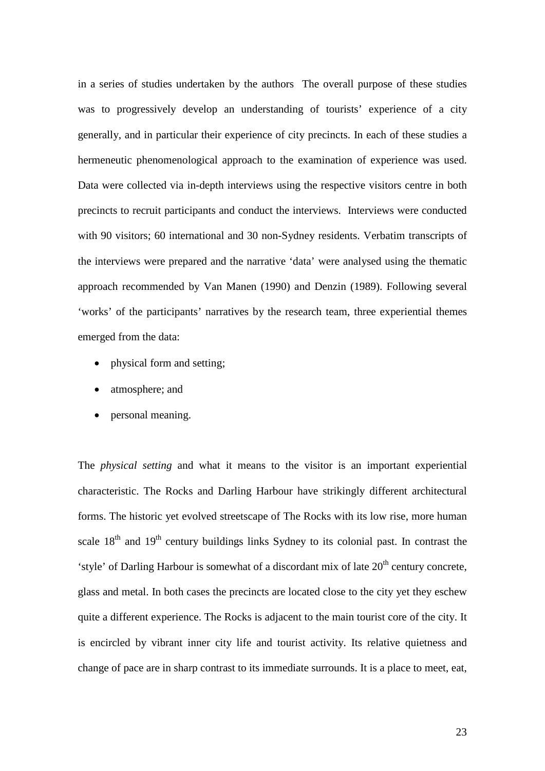in a series of studies undertaken by the authors  The overall purpose of these studies was to progressively develop an understanding of tourists' experience of a city generally, and in particular their experience of city precincts. In each of these studies a hermeneutic phenomenological approach to the examination of experience was used. Data were collected via in-depth interviews using the respective visitors centre in both precincts to recruit participants and conduct the interviews.  Interviews were conducted with 90 visitors; 60 international and 30 non-Sydney residents. Verbatim transcripts of the interviews were prepared and the narrative 'data' were analysed using the thematic approach recommended by Van Manen (1990) and Denzin (1989). Following several 'works' of the participants' narratives by the research team, three experiential themes emerged from the data:

- physical form and setting;
- atmosphere; and
- personal meaning.

The *physical setting* and what it means to the visitor is an important experiential characteristic. The Rocks and Darling Harbour have strikingly different architectural forms. The historic yet evolved streetscape of The Rocks with its low rise, more human scale 18th and 19th century buildings links Sydney to its colonial past. In contrast the 'style' of Darling Harbour is somewhat of a discordant mix of late 20th century concrete, glass and metal. In both cases the precincts are located close to the city yet they eschew quite a different experience. The Rocks is adjacent to the main tourist core of the city. It is encircled by vibrant inner city life and tourist activity. Its relative quietness and change of pace are in sharp contrast to its immediate surrounds. It is a place to meet, eat,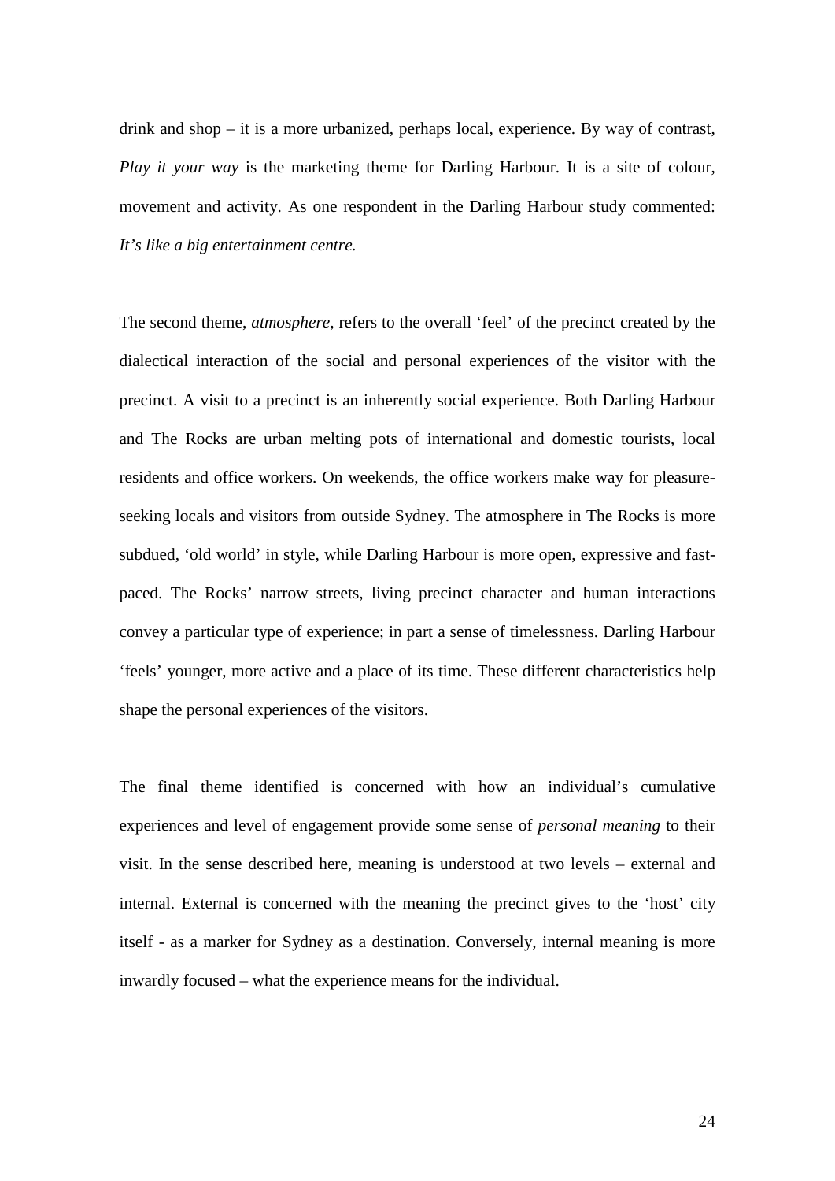drink and shop – it is a more urbanized, perhaps local, experience. By way of contrast, *Play it your way* is the marketing theme for Darling Harbour. It is a site of colour, movement and activity. As one respondent in the Darling Harbour study commented: *It's like a big entertainment centre.*

The second theme, *atmosphere,* refers to the overall 'feel' of the precinct created by the dialectical interaction of the social and personal experiences of the visitor with the precinct. A visit to a precinct is an inherently social experience. Both Darling Harbour and The Rocks are urban melting pots of international and domestic tourists, local residents and office workers. On weekends, the office workers make way for pleasure-seeking locals and visitors from outside Sydney. The atmosphere in The Rocks is more subdued, 'old world' in style, while Darling Harbour is more open, expressive and fast-paced. The Rocks' narrow streets, living precinct character and human interactions convey a particular type of experience; in part a sense of timelessness. Darling Harbour 'feels' younger, more active and a place of its time. These different characteristics help shape the personal experiences of the visitors.

The final theme identified is concerned with how an individual's cumulative experiences and level of engagement provide some sense of *personal meaning* to their visit. In the sense described here, meaning is understood at two levels – external and internal. External is concerned with the meaning the precinct gives to the 'host' city itself - as a marker for Sydney as a destination. Conversely, internal meaning is more inwardly focused – what the experience means for the individual.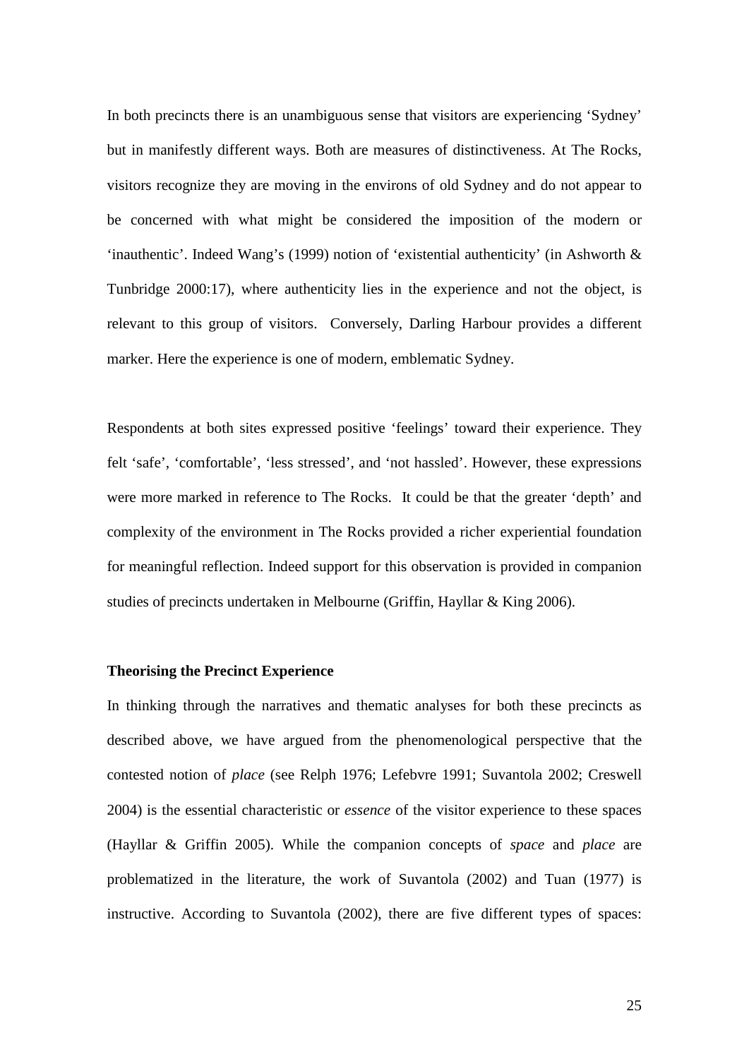In both precincts there is an unambiguous sense that visitors are experiencing 'Sydney' but in manifestly different ways. Both are measures of distinctiveness. At The Rocks, visitors recognize they are moving in the environs of old Sydney and do not appear to be concerned with what might be considered the imposition of the modern or 'inauthentic'. Indeed Wang's (1999) notion of 'existential authenticity' (in Ashworth & Tunbridge 2000:17), where authenticity lies in the experience and not the object, is relevant to this group of visitors. Conversely, Darling Harbour provides a different marker. Here the experience is one of modern, emblematic Sydney.

Respondents at both sites expressed positive 'feelings' toward their experience. They felt 'safe', 'comfortable', 'less stressed', and 'not hassled'. However, these expressions were more marked in reference to The Rocks. It could be that the greater 'depth' and complexity of the environment in The Rocks provided a richer experiential foundation for meaningful reflection. Indeed support for this observation is provided in companion studies of precincts undertaken in Melbourne (Griffin, Hayllar & King 2006).

**Theorising the Precinct Experience**

In thinking through the narratives and thematic analyses for both these precincts as described above, we have argued from the phenomenological perspective that the contested notion of *place* (see Relph 1976; Lefebvre 1991; Suvantola 2002; Creswell 2004) is the essential characteristic or *essence* of the visitor experience to these spaces (Hayllar & Griffin 2005). While the companion concepts of *space* and *place* are problematized in the literature, the work of Suvantola (2002) and Tuan (1977) is instructive. According to Suvantola (2002), there are five different types of spaces: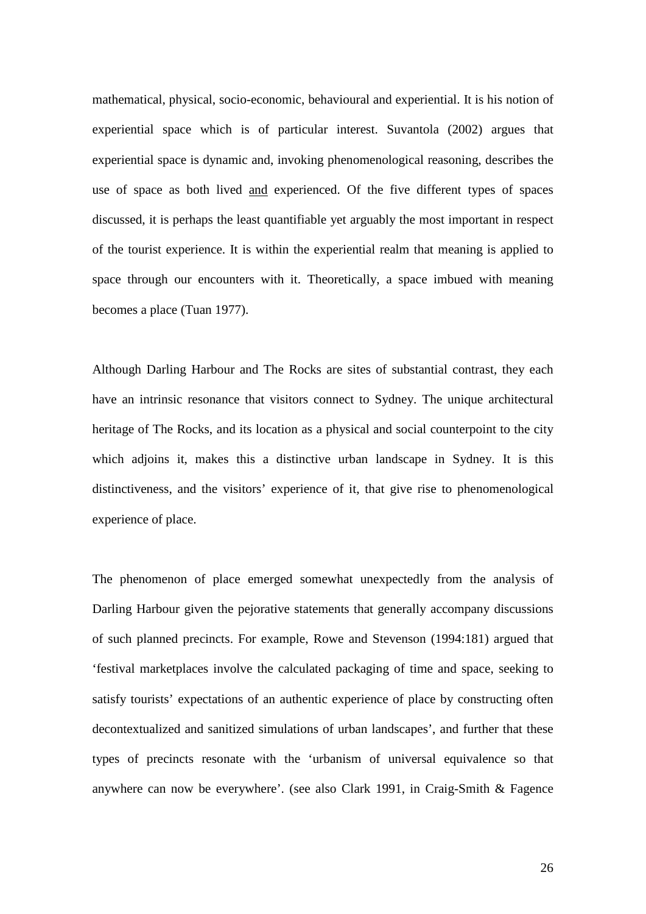mathematical, physical, socio-economic, behavioural and experiential. It is his notion of experiential space which is of particular interest. Suvantola (2002) argues that experiential space is dynamic and, invoking phenomenological reasoning, describes the use of space as both lived <u>and</u> experienced. Of the five different types of spaces discussed, it is perhaps the least quantifiable yet arguably the most important in respect of the tourist experience. It is within the experiential realm that meaning is applied to space through our encounters with it. Theoretically, a space imbued with meaning becomes a place (Tuan 1977).

Although Darling Harbour and The Rocks are sites of substantial contrast, they each have an intrinsic resonance that visitors connect to Sydney. The unique architectural heritage of The Rocks, and its location as a physical and social counterpoint to the city which adjoins it, makes this a distinctive urban landscape in Sydney. It is this distinctiveness, and the visitors' experience of it, that give rise to phenomenological experience of place.

The phenomenon of place emerged somewhat unexpectedly from the analysis of Darling Harbour given the pejorative statements that generally accompany discussions of such planned precincts. For example, Rowe and Stevenson (1994:181) argued that 'festival marketplaces involve the calculated packaging of time and space, seeking to satisfy tourists' expectations of an authentic experience of place by constructing often decontextualized and sanitized simulations of urban landscapes', and further that these types of precincts resonate with the 'urbanism of universal equivalence so that anywhere can now be everywhere'. (see also Clark 1991, in Craig-Smith & Fagence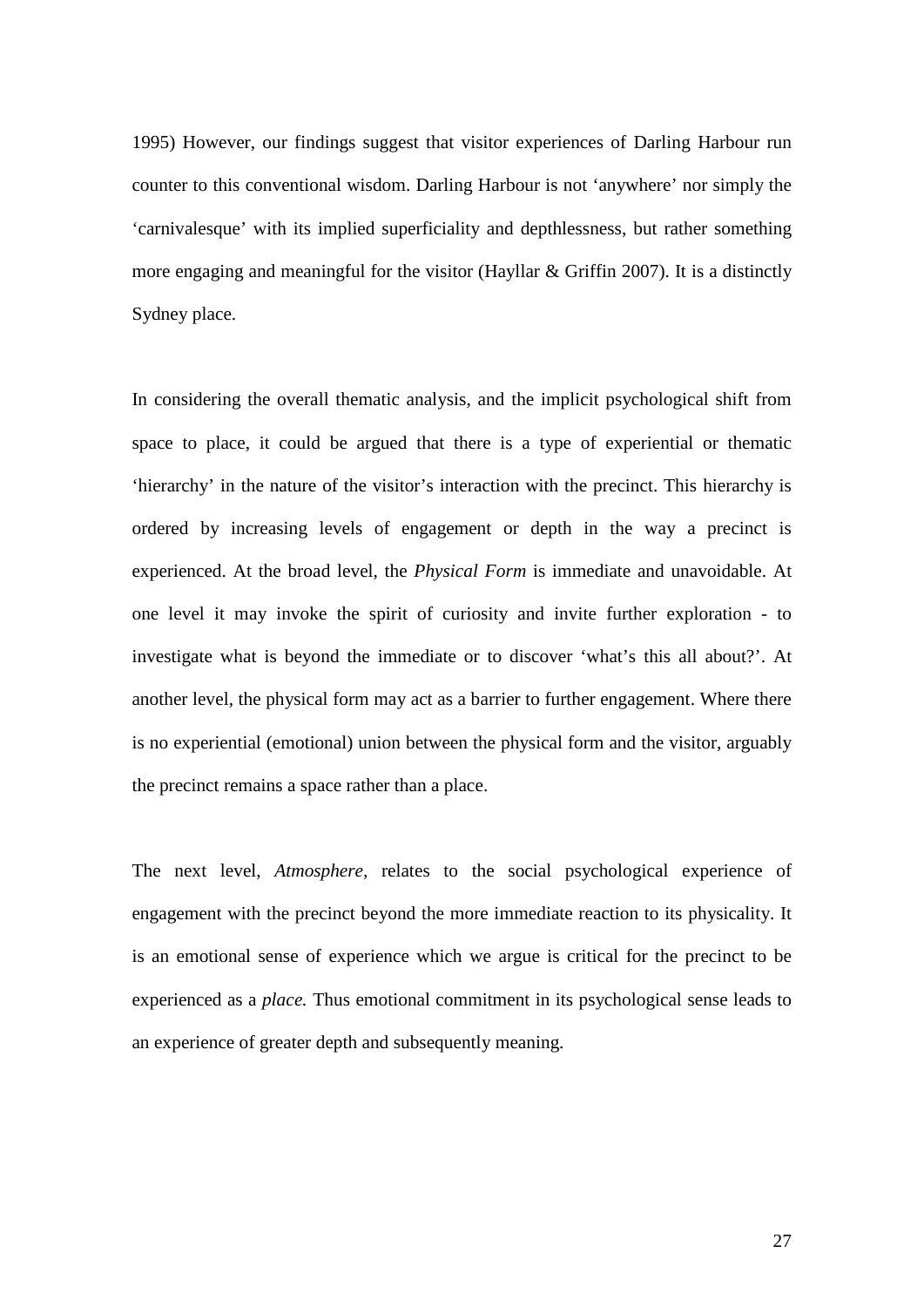1995) However, our findings suggest that visitor experiences of Darling Harbour run counter to this conventional wisdom. Darling Harbour is not 'anywhere' nor simply the 'carnivalesque' with its implied superficiality and depthlessness, but rather something more engaging and meaningful for the visitor (Hayllar & Griffin 2007). It is a distinctly Sydney place.

In considering the overall thematic analysis, and the implicit psychological shift from space to place, it could be argued that there is a type of experiential or thematic 'hierarchy' in the nature of the visitor's interaction with the precinct. This hierarchy is ordered by increasing levels of engagement or depth in the way a precinct is experienced. At the broad level, the *Physical Form* is immediate and unavoidable. At one level it may invoke the spirit of curiosity and invite further exploration - to investigate what is beyond the immediate or to discover 'what's this all about?'. At another level, the physical form may act as a barrier to further engagement. Where there is no experiential (emotional) union between the physical form and the visitor, arguably the precinct remains a space rather than a place.

The next level, *Atmosphere,* relates to the social psychological experience of engagement with the precinct beyond the more immediate reaction to its physicality. It is an emotional sense of experience which we argue is critical for the precinct to be experienced as a *place.* Thus emotional commitment in its psychological sense leads to an experience of greater depth and subsequently meaning.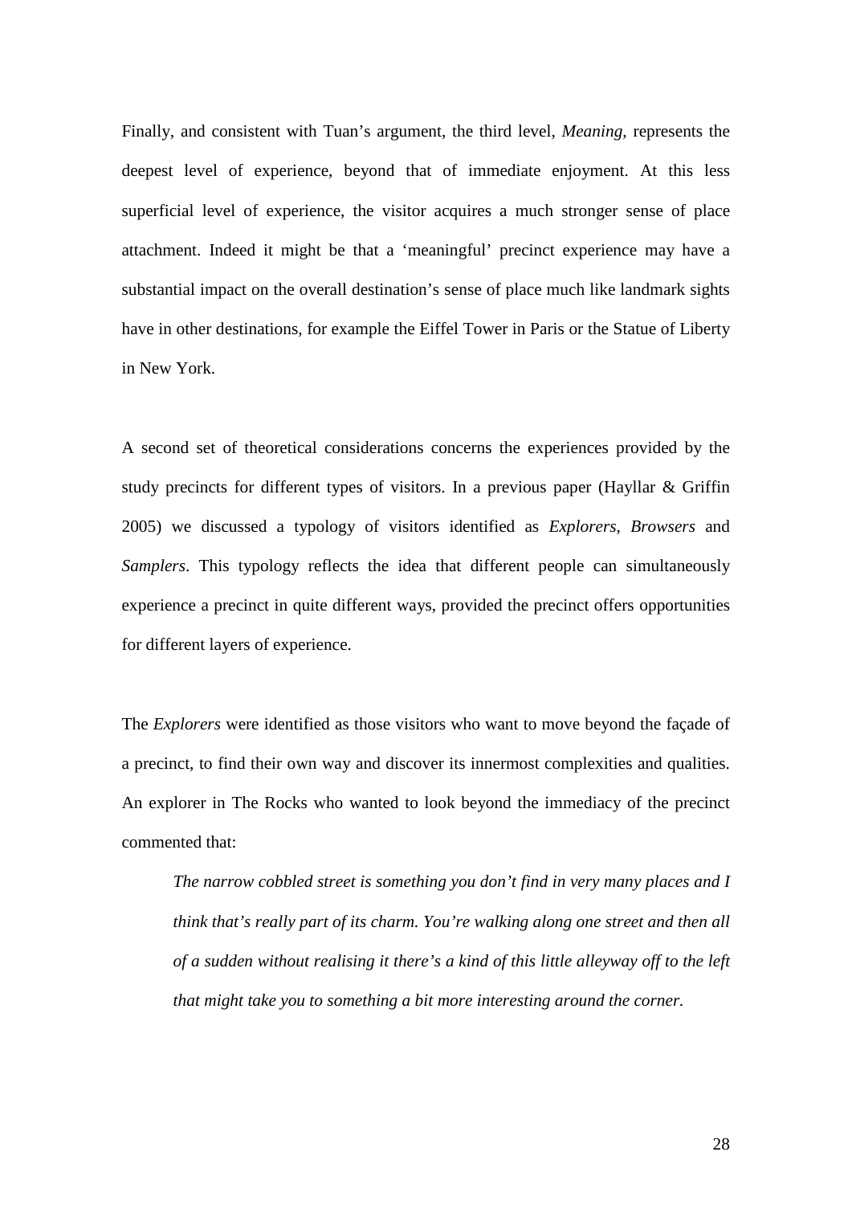Finally, and consistent with Tuan's argument, the third level, *Meaning*, represents the deepest level of experience, beyond that of immediate enjoyment. At this less superficial level of experience, the visitor acquires a much stronger sense of place attachment. Indeed it might be that a 'meaningful' precinct experience may have a substantial impact on the overall destination's sense of place much like landmark sights have in other destinations, for example the Eiffel Tower in Paris or the Statue of Liberty in New York.

A second set of theoretical considerations concerns the experiences provided by the study precincts for different types of visitors. In a previous paper (Hayllar & Griffin 2005) we discussed a typology of visitors identified as *Explorers*, *Browsers* and *Samplers*. This typology reflects the idea that different people can simultaneously experience a precinct in quite different ways, provided the precinct offers opportunities for different layers of experience.

The *Explorers* were identified as those visitors who want to move beyond the façade of a precinct, to find their own way and discover its innermost complexities and qualities. An explorer in The Rocks who wanted to look beyond the immediacy of the precinct commented that:

> *The narrow cobbled street is something you don't find in very many places and I think that's really part of its charm. You're walking along one street and then all of a sudden without realising it there's a kind of this little alleyway off to the left that might take you to something a bit more interesting around the corner.*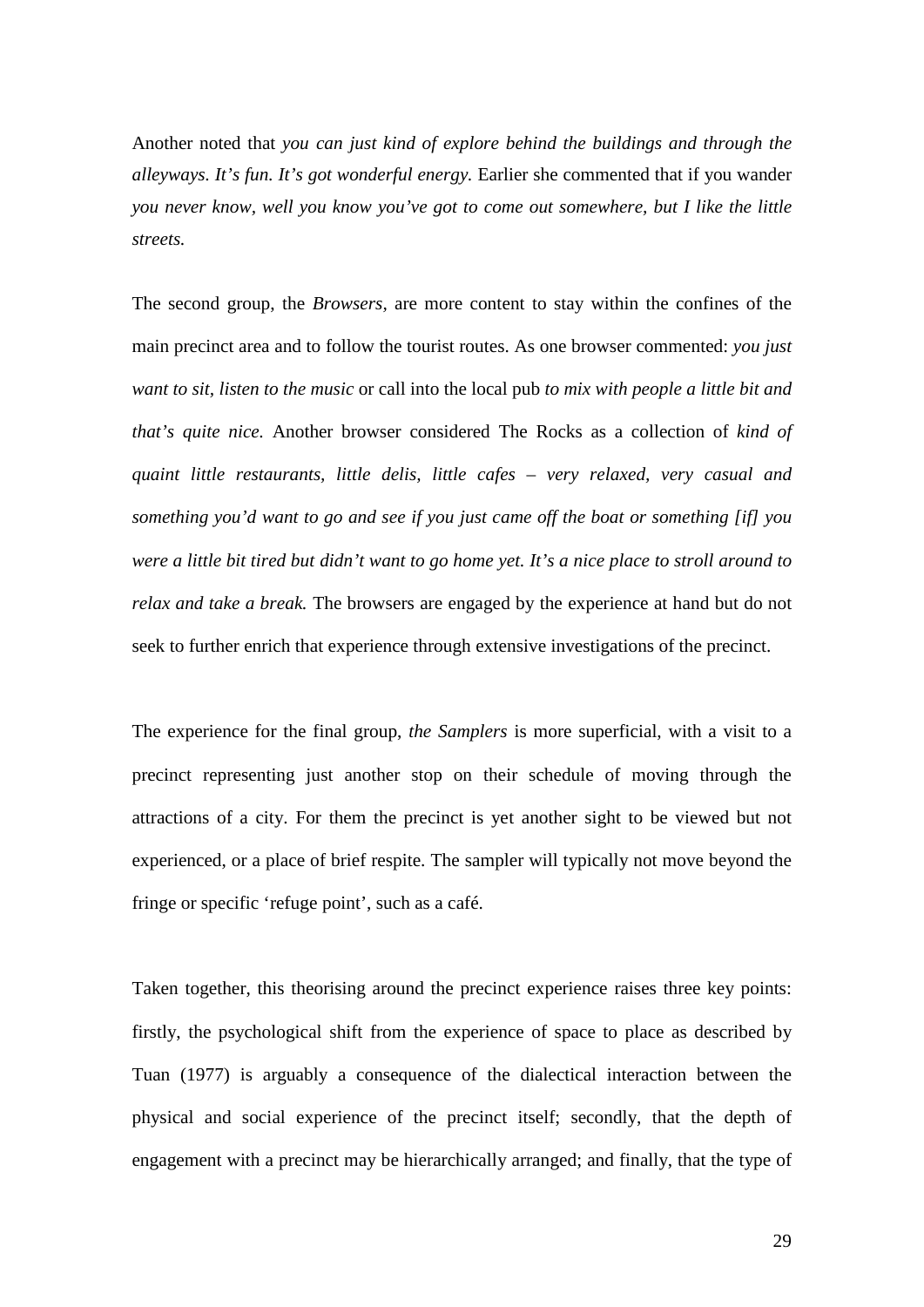Another noted that *you can just kind of explore behind the buildings and through the alleyways. It's fun. It's got wonderful energy.* Earlier she commented that if you wander *you never know, well you know you've got to come out somewhere, but I like the little streets.*

The second group, the *Browsers,* are more content to stay within the confines of the main precinct area and to follow the tourist routes. As one browser commented: *you just want to sit, listen to the music* or call into the local pub *to mix with people a little bit and that's quite nice.* Another browser considered The Rocks as a collection of *kind of quaint little restaurants, little delis, little cafes – very relaxed, very casual and something you'd want to go and see if you just came off the boat or something [if] you were a little bit tired but didn't want to go home yet. It's a nice place to stroll around to relax and take a break.* The browsers are engaged by the experience at hand but do not seek to further enrich that experience through extensive investigations of the precinct.

The experience for the final group, *the Samplers* is more superficial, with a visit to a precinct representing just another stop on their schedule of moving through the attractions of a city. For them the precinct is yet another sight to be viewed but not experienced, or a place of brief respite. The sampler will typically not move beyond the fringe or specific 'refuge point', such as a café.

Taken together, this theorising around the precinct experience raises three key points: firstly, the psychological shift from the experience of space to place as described by Tuan (1977) is arguably a consequence of the dialectical interaction between the physical and social experience of the precinct itself; secondly, that the depth of engagement with a precinct may be hierarchically arranged; and finally, that the type of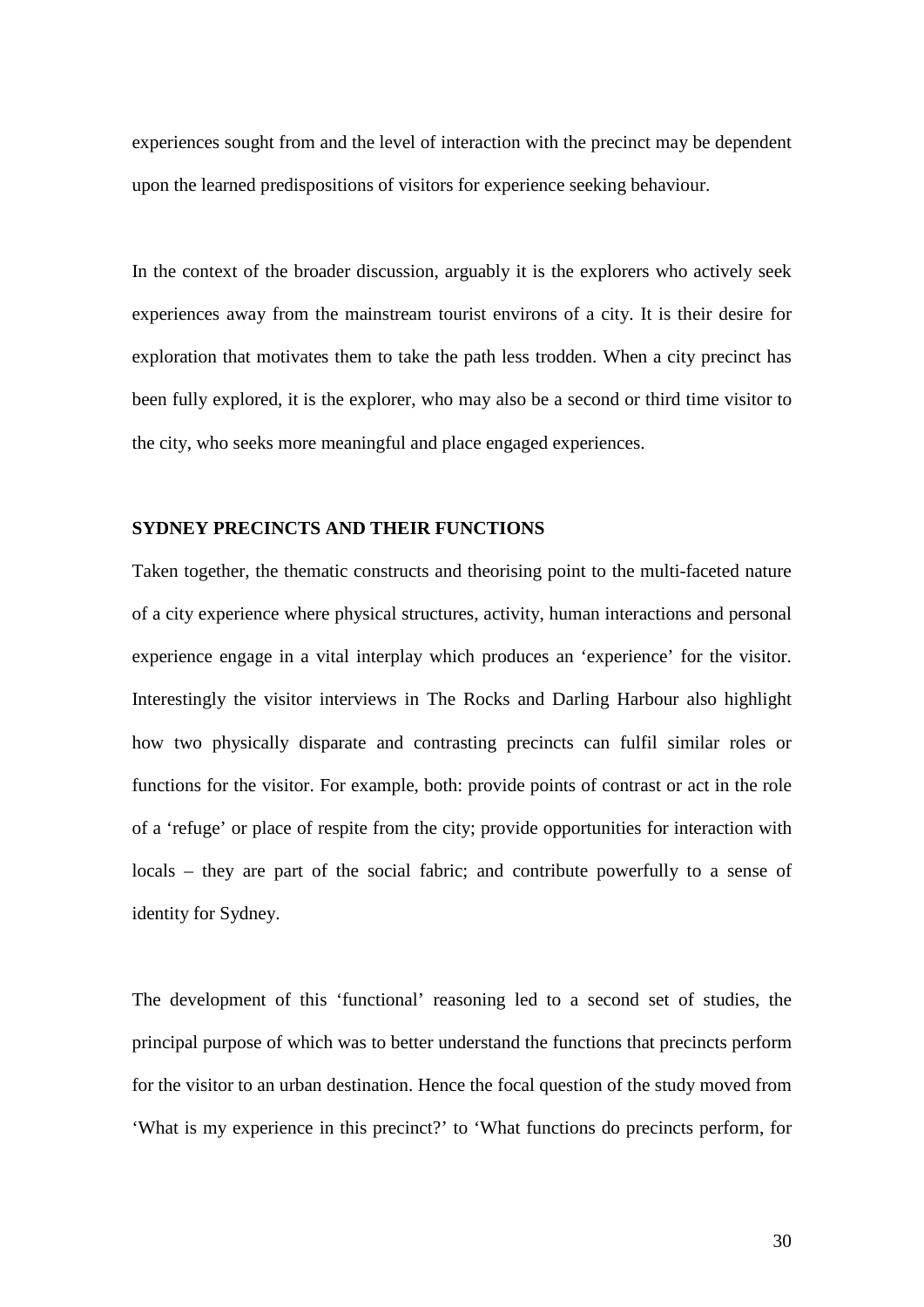experiences sought from and the level of interaction with the precinct may be dependent upon the learned predispositions of visitors for experience seeking behaviour.

In the context of the broader discussion, arguably it is the explorers who actively seek experiences away from the mainstream tourist environs of a city. It is their desire for exploration that motivates them to take the path less trodden. When a city precinct has been fully explored, it is the explorer, who may also be a second or third time visitor to the city, who seeks more meaningful and place engaged experiences.

**SYDNEY PRECINCTS AND THEIR FUNCTIONS**

Taken together, the thematic constructs and theorising point to the multi-faceted nature of a city experience where physical structures, activity, human interactions and personal experience engage in a vital interplay which produces an 'experience' for the visitor. Interestingly the visitor interviews in The Rocks and Darling Harbour also highlight how two physically disparate and contrasting precincts can fulfil similar roles or functions for the visitor. For example, both: provide points of contrast or act in the role of a 'refuge' or place of respite from the city; provide opportunities for interaction with locals – they are part of the social fabric; and contribute powerfully to a sense of identity for Sydney.

The development of this 'functional' reasoning led to a second set of studies, the principal purpose of which was to better understand the functions that precincts perform for the visitor to an urban destination. Hence the focal question of the study moved from 'What is my experience in this precinct?' to 'What functions do precincts perform, for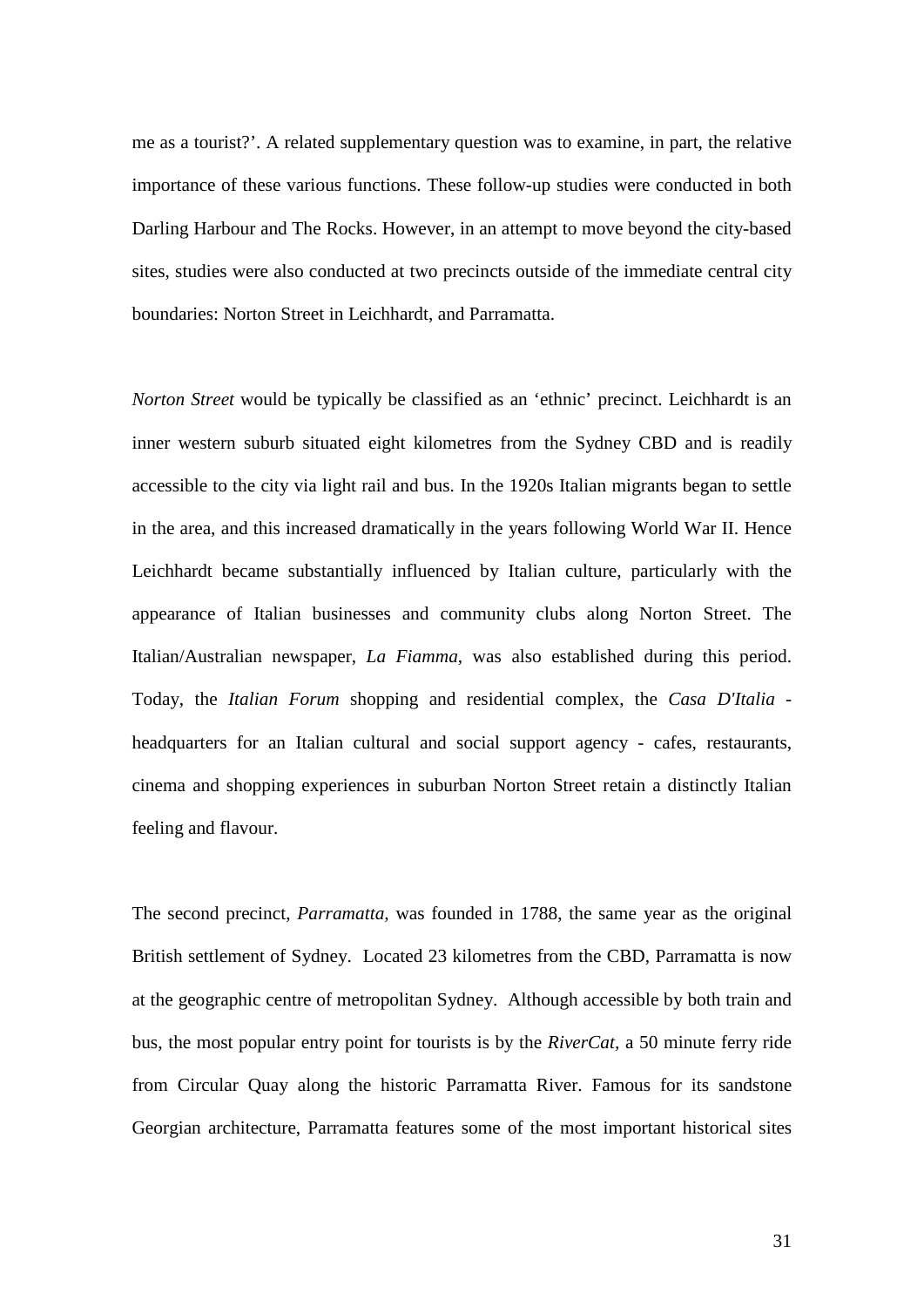me as a tourist?'. A related supplementary question was to examine, in part, the relative importance of these various functions. These follow-up studies were conducted in both Darling Harbour and The Rocks. However, in an attempt to move beyond the city-based sites, studies were also conducted at two precincts outside of the immediate central city boundaries: Norton Street in Leichhardt, and Parramatta.

*Norton Street* would be typically be classified as an 'ethnic' precinct. Leichhardt is an inner western suburb situated eight kilometres from the Sydney CBD and is readily accessible to the city via light rail and bus. In the 1920s Italian migrants began to settle in the area, and this increased dramatically in the years following World War II. Hence Leichhardt became substantially influenced by Italian culture, particularly with the appearance of Italian businesses and community clubs along Norton Street. The Italian/Australian newspaper, *La Fiamma*, was also established during this period. Today, the *Italian Forum* shopping and residential complex, the *Casa D'Italia* - headquarters for an Italian cultural and social support agency - cafes, restaurants, cinema and shopping experiences in suburban Norton Street retain a distinctly Italian feeling and flavour.

The second precinct, *Parramatta,* was founded in 1788, the same year as the original British settlement of Sydney. Located 23 kilometres from the CBD, Parramatta is now at the geographic centre of metropolitan Sydney. Although accessible by both train and bus, the most popular entry point for tourists is by the *RiverCat*, a 50 minute ferry ride from Circular Quay along the historic Parramatta River. Famous for its sandstone Georgian architecture, Parramatta features some of the most important historical sites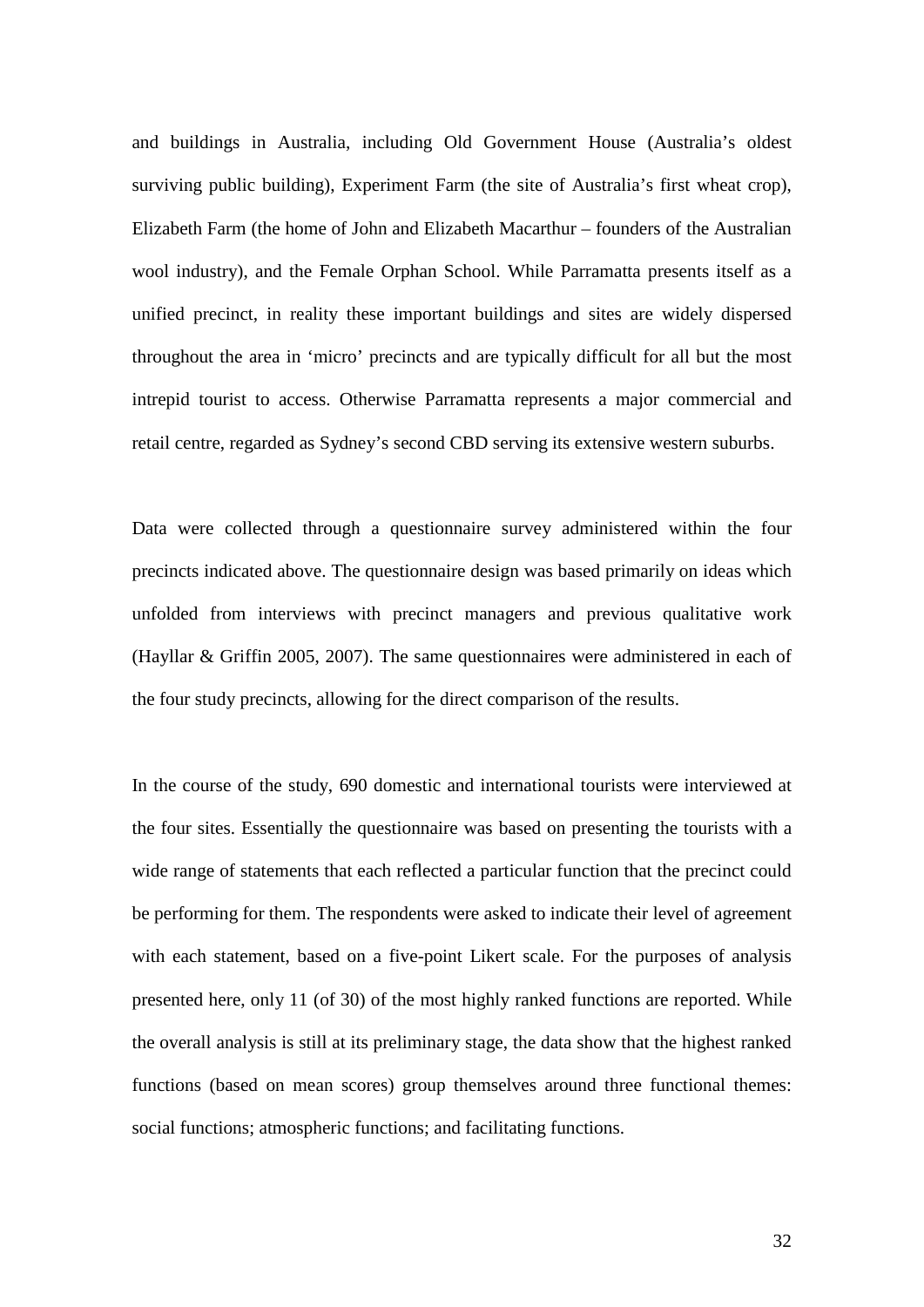and buildings in Australia, including Old Government House (Australia's oldest surviving public building), Experiment Farm (the site of Australia's first wheat crop), Elizabeth Farm (the home of John and Elizabeth Macarthur – founders of the Australian wool industry), and the Female Orphan School. While Parramatta presents itself as a unified precinct, in reality these important buildings and sites are widely dispersed throughout the area in 'micro' precincts and are typically difficult for all but the most intrepid tourist to access. Otherwise Parramatta represents a major commercial and retail centre, regarded as Sydney's second CBD serving its extensive western suburbs.

Data were collected through a questionnaire survey administered within the four precincts indicated above. The questionnaire design was based primarily on ideas which unfolded from interviews with precinct managers and previous qualitative work (Hayllar & Griffin 2005, 2007). The same questionnaires were administered in each of the four study precincts, allowing for the direct comparison of the results.

In the course of the study, 690 domestic and international tourists were interviewed at the four sites. Essentially the questionnaire was based on presenting the tourists with a wide range of statements that each reflected a particular function that the precinct could be performing for them. The respondents were asked to indicate their level of agreement with each statement, based on a five-point Likert scale. For the purposes of analysis presented here, only 11 (of 30) of the most highly ranked functions are reported. While the overall analysis is still at its preliminary stage, the data show that the highest ranked functions (based on mean scores) group themselves around three functional themes: social functions; atmospheric functions; and facilitating functions.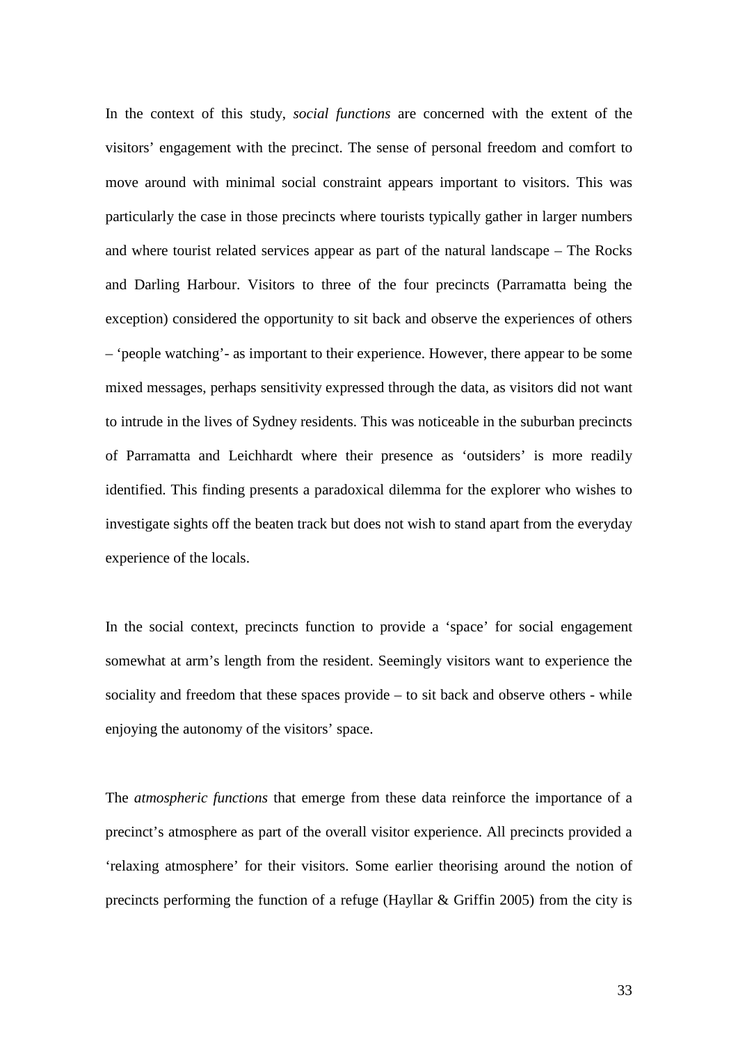In the context of this study, *social functions* are concerned with the extent of the visitors' engagement with the precinct. The sense of personal freedom and comfort to move around with minimal social constraint appears important to visitors. This was particularly the case in those precincts where tourists typically gather in larger numbers and where tourist related services appear as part of the natural landscape – The Rocks and Darling Harbour. Visitors to three of the four precincts (Parramatta being the exception) considered the opportunity to sit back and observe the experiences of others – 'people watching'- as important to their experience. However, there appear to be some mixed messages, perhaps sensitivity expressed through the data, as visitors did not want to intrude in the lives of Sydney residents. This was noticeable in the suburban precincts of Parramatta and Leichhardt where their presence as 'outsiders' is more readily identified. This finding presents a paradoxical dilemma for the explorer who wishes to investigate sights off the beaten track but does not wish to stand apart from the everyday experience of the locals.

In the social context, precincts function to provide a 'space' for social engagement somewhat at arm's length from the resident. Seemingly visitors want to experience the sociality and freedom that these spaces provide – to sit back and observe others - while enjoying the autonomy of the visitors' space.

The *atmospheric functions* that emerge from these data reinforce the importance of a precinct's atmosphere as part of the overall visitor experience. All precincts provided a 'relaxing atmosphere' for their visitors. Some earlier theorising around the notion of precincts performing the function of a refuge (Hayllar & Griffin 2005) from the city is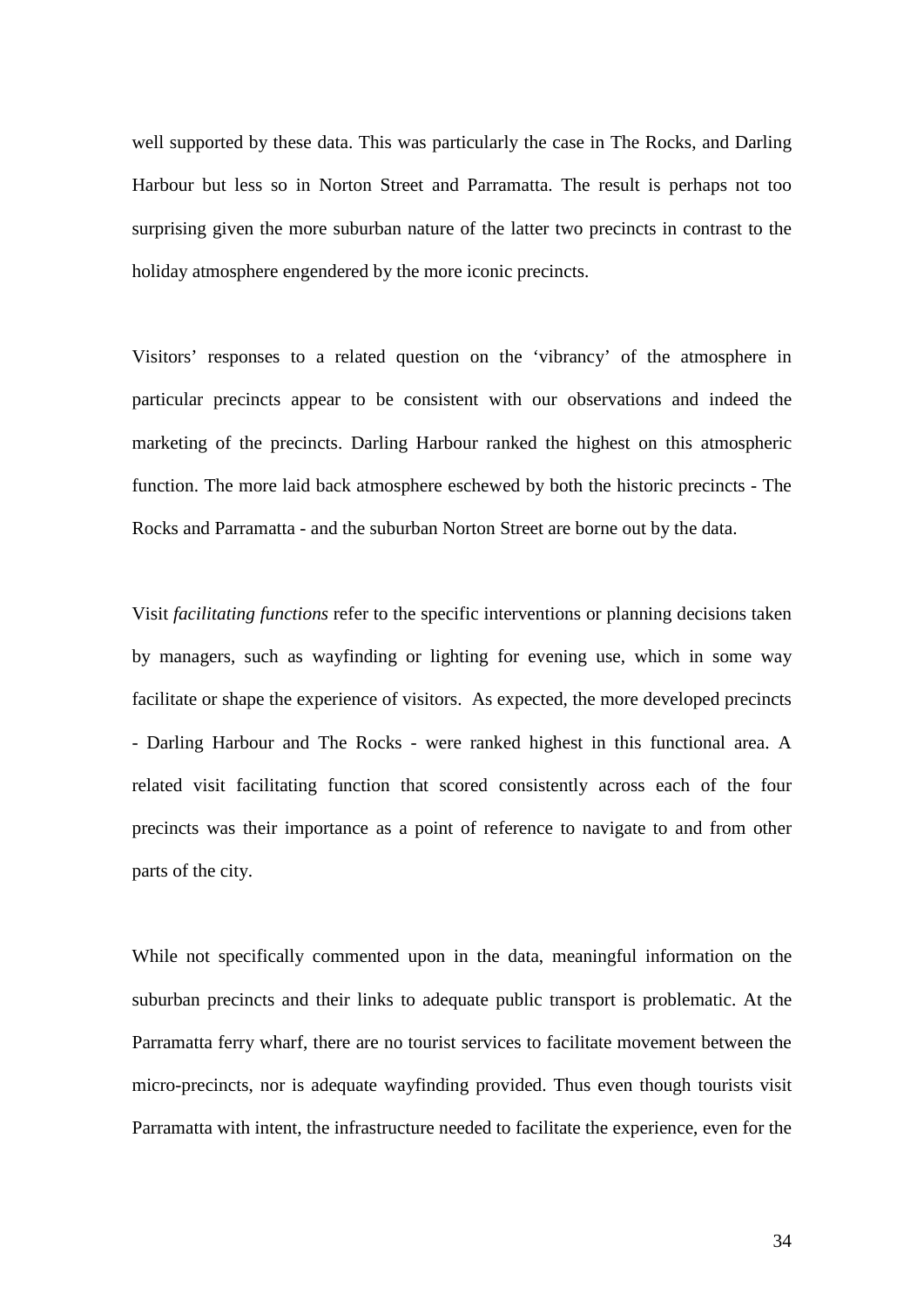well supported by these data. This was particularly the case in The Rocks, and Darling Harbour but less so in Norton Street and Parramatta. The result is perhaps not too surprising given the more suburban nature of the latter two precincts in contrast to the holiday atmosphere engendered by the more iconic precincts.

Visitors' responses to a related question on the 'vibrancy' of the atmosphere in particular precincts appear to be consistent with our observations and indeed the marketing of the precincts. Darling Harbour ranked the highest on this atmospheric function. The more laid back atmosphere eschewed by both the historic precincts - The Rocks and Parramatta - and the suburban Norton Street are borne out by the data.

Visit *facilitating functions* refer to the specific interventions or planning decisions taken by managers, such as wayfinding or lighting for evening use, which in some way facilitate or shape the experience of visitors. As expected, the more developed precincts - Darling Harbour and The Rocks - were ranked highest in this functional area. A related visit facilitating function that scored consistently across each of the four precincts was their importance as a point of reference to navigate to and from other parts of the city.

While not specifically commented upon in the data, meaningful information on the suburban precincts and their links to adequate public transport is problematic. At the Parramatta ferry wharf, there are no tourist services to facilitate movement between the micro-precincts, nor is adequate wayfinding provided. Thus even though tourists visit Parramatta with intent, the infrastructure needed to facilitate the experience, even for the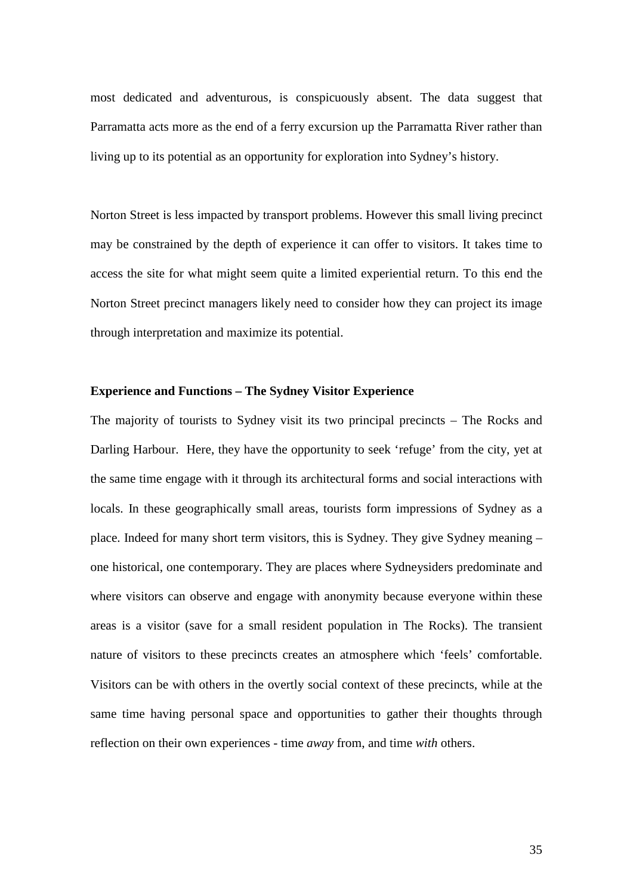most dedicated and adventurous, is conspicuously absent. The data suggest that Parramatta acts more as the end of a ferry excursion up the Parramatta River rather than living up to its potential as an opportunity for exploration into Sydney's history.

Norton Street is less impacted by transport problems. However this small living precinct may be constrained by the depth of experience it can offer to visitors. It takes time to access the site for what might seem quite a limited experiential return. To this end the Norton Street precinct managers likely need to consider how they can project its image through interpretation and maximize its potential.

**Experience and Functions – The Sydney Visitor Experience**

The majority of tourists to Sydney visit its two principal precincts – The Rocks and Darling Harbour. Here, they have the opportunity to seek 'refuge' from the city, yet at the same time engage with it through its architectural forms and social interactions with locals. In these geographically small areas, tourists form impressions of Sydney as a place. Indeed for many short term visitors, this is Sydney. They give Sydney meaning – one historical, one contemporary. They are places where Sydneysiders predominate and where visitors can observe and engage with anonymity because everyone within these areas is a visitor (save for a small resident population in The Rocks). The transient nature of visitors to these precincts creates an atmosphere which 'feels' comfortable. Visitors can be with others in the overtly social context of these precincts, while at the same time having personal space and opportunities to gather their thoughts through reflection on their own experiences - time *away* from, and time *with* others.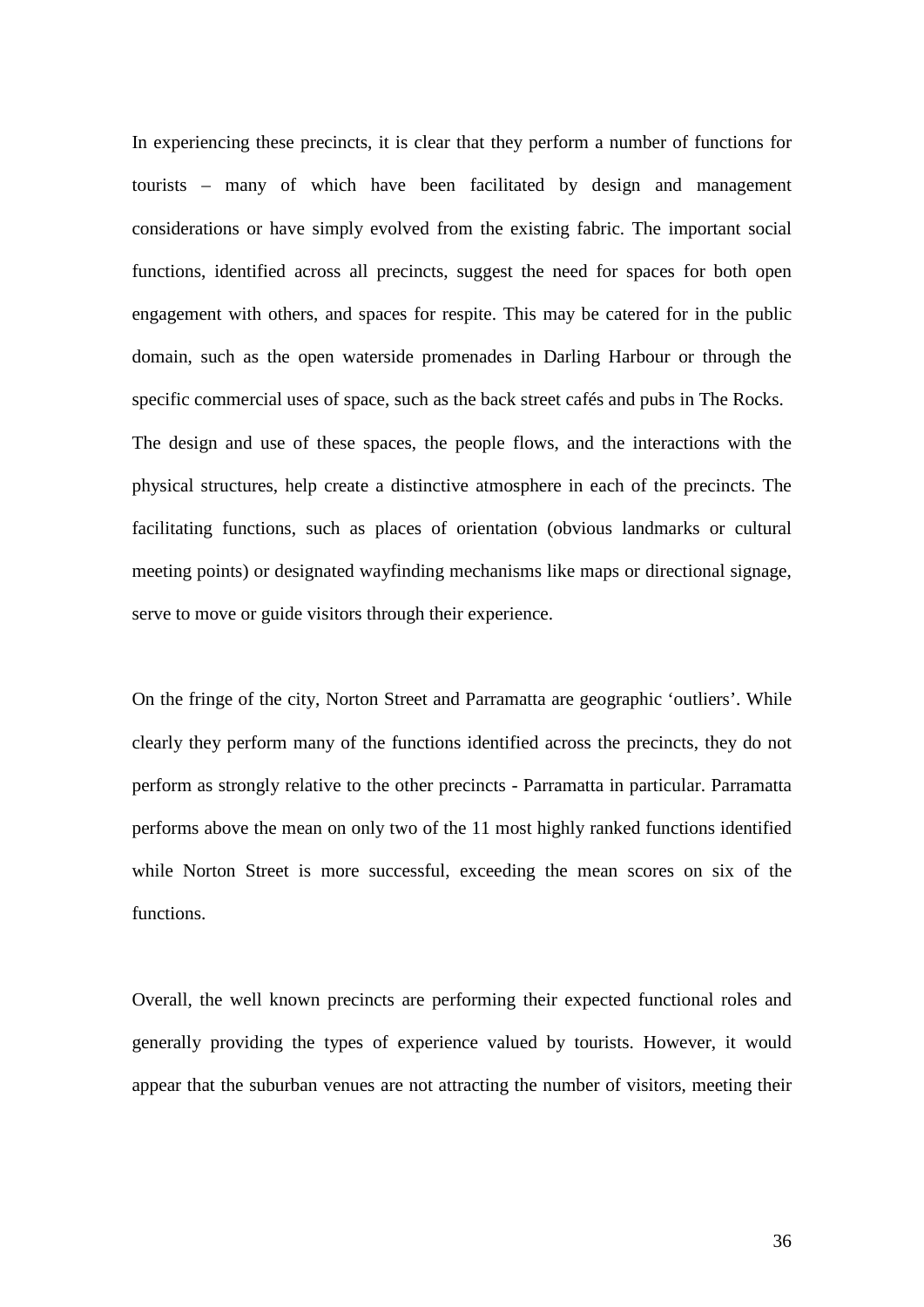In experiencing these precincts, it is clear that they perform a number of functions for tourists – many of which have been facilitated by design and management considerations or have simply evolved from the existing fabric. The important social functions, identified across all precincts, suggest the need for spaces for both open engagement with others, and spaces for respite. This may be catered for in the public domain, such as the open waterside promenades in Darling Harbour or through the specific commercial uses of space, such as the back street cafés and pubs in The Rocks. The design and use of these spaces, the people flows, and the interactions with the physical structures, help create a distinctive atmosphere in each of the precincts. The facilitating functions, such as places of orientation (obvious landmarks or cultural meeting points) or designated wayfinding mechanisms like maps or directional signage, serve to move or guide visitors through their experience.

On the fringe of the city, Norton Street and Parramatta are geographic 'outliers'. While clearly they perform many of the functions identified across the precincts, they do not perform as strongly relative to the other precincts - Parramatta in particular. Parramatta performs above the mean on only two of the 11 most highly ranked functions identified while Norton Street is more successful, exceeding the mean scores on six of the functions.

Overall, the well known precincts are performing their expected functional roles and generally providing the types of experience valued by tourists. However, it would appear that the suburban venues are not attracting the number of visitors, meeting their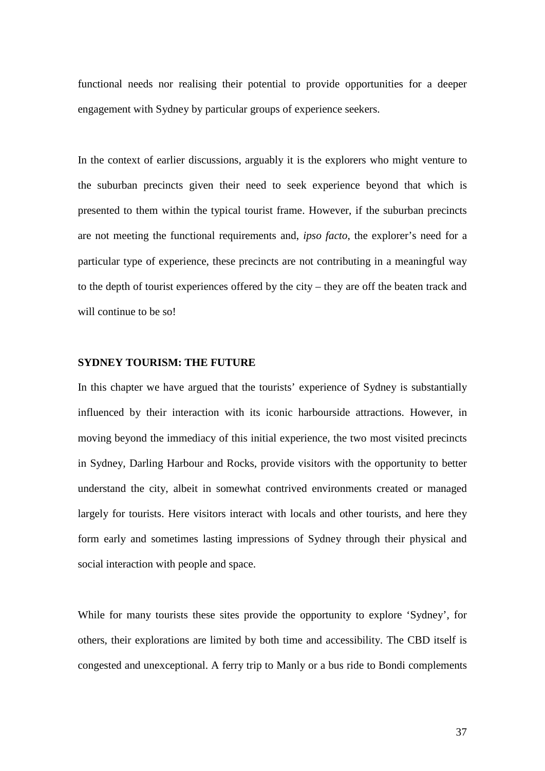functional needs nor realising their potential to provide opportunities for a deeper engagement with Sydney by particular groups of experience seekers.

In the context of earlier discussions, arguably it is the explorers who might venture to the suburban precincts given their need to seek experience beyond that which is presented to them within the typical tourist frame. However, if the suburban precincts are not meeting the functional requirements and, *ipso facto*, the explorer's need for a particular type of experience, these precincts are not contributing in a meaningful way to the depth of tourist experiences offered by the city – they are off the beaten track and will continue to be so!

## SYDNEY TOURISM: THE FUTURE

In this chapter we have argued that the tourists' experience of Sydney is substantially influenced by their interaction with its iconic harbourside attractions. However, in moving beyond the immediacy of this initial experience, the two most visited precincts in Sydney, Darling Harbour and Rocks, provide visitors with the opportunity to better understand the city, albeit in somewhat contrived environments created or managed largely for tourists. Here visitors interact with locals and other tourists, and here they form early and sometimes lasting impressions of Sydney through their physical and social interaction with people and space.

While for many tourists these sites provide the opportunity to explore 'Sydney', for others, their explorations are limited by both time and accessibility. The CBD itself is congested and unexceptional. A ferry trip to Manly or a bus ride to Bondi complements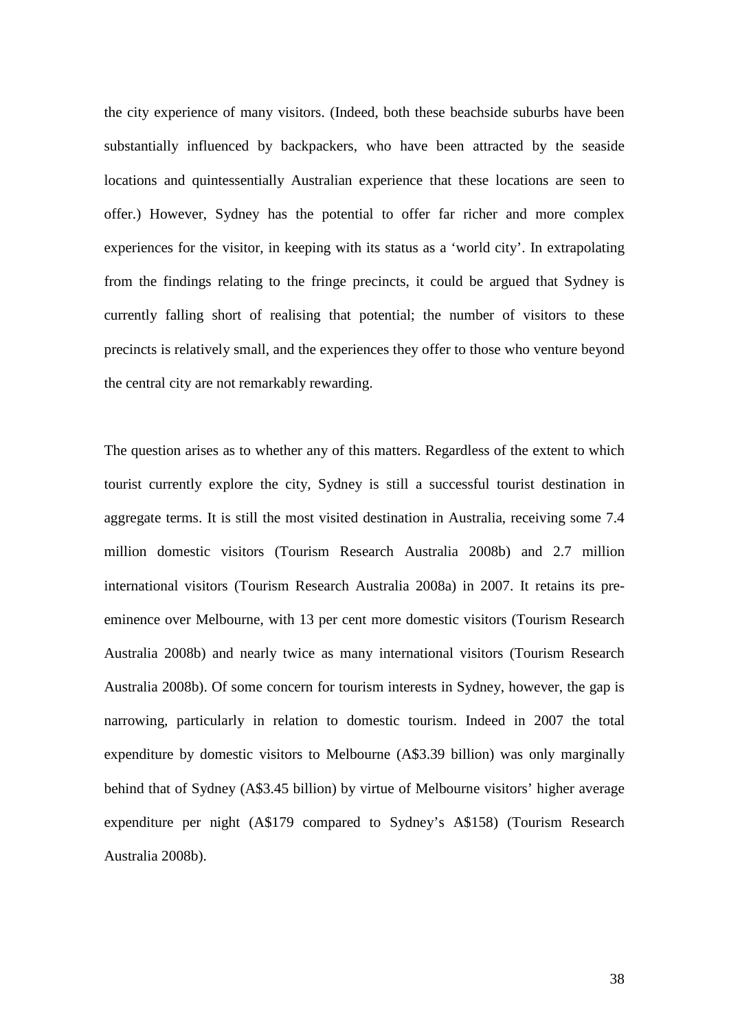the city experience of many visitors. (Indeed, both these beachside suburbs have been substantially influenced by backpackers, who have been attracted by the seaside locations and quintessentially Australian experience that these locations are seen to offer.) However, Sydney has the potential to offer far richer and more complex experiences for the visitor, in keeping with its status as a 'world city'. In extrapolating from the findings relating to the fringe precincts, it could be argued that Sydney is currently falling short of realising that potential; the number of visitors to these precincts is relatively small, and the experiences they offer to those who venture beyond the central city are not remarkably rewarding.

The question arises as to whether any of this matters. Regardless of the extent to which tourist currently explore the city, Sydney is still a successful tourist destination in aggregate terms. It is still the most visited destination in Australia, receiving some 7.4 million domestic visitors (Tourism Research Australia 2008b) and 2.7 million international visitors (Tourism Research Australia 2008a) in 2007. It retains its pre-eminence over Melbourne, with 13 per cent more domestic visitors (Tourism Research Australia 2008b) and nearly twice as many international visitors (Tourism Research Australia 2008b). Of some concern for tourism interests in Sydney, however, the gap is narrowing, particularly in relation to domestic tourism. Indeed in 2007 the total expenditure by domestic visitors to Melbourne (A$3.39 billion) was only marginally behind that of Sydney (A$3.45 billion) by virtue of Melbourne visitors' higher average expenditure per night (A$179 compared to Sydney's A$158) (Tourism Research Australia 2008b).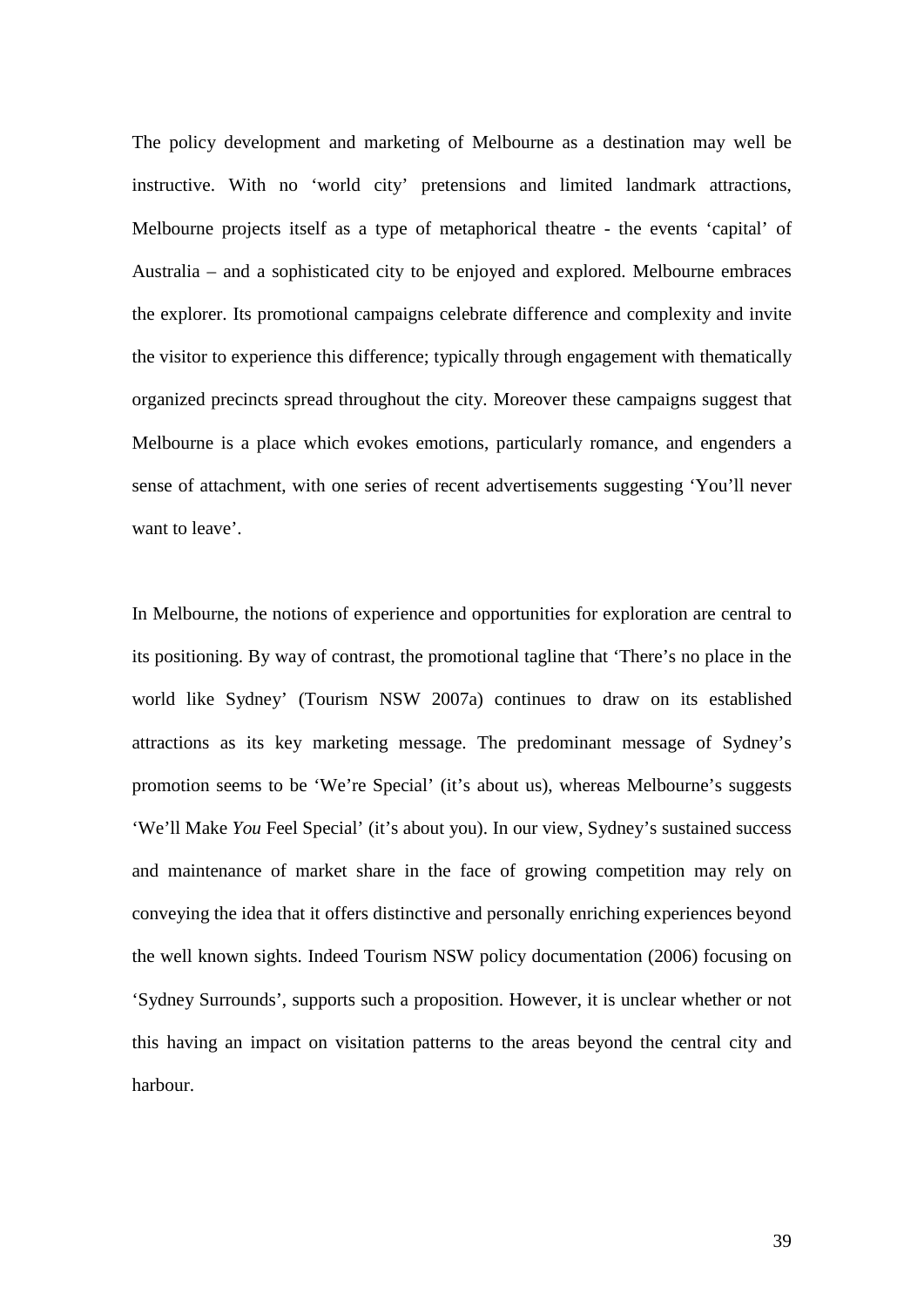The policy development and marketing of Melbourne as a destination may well be instructive. With no 'world city' pretensions and limited landmark attractions, Melbourne projects itself as a type of metaphorical theatre - the events 'capital' of Australia – and a sophisticated city to be enjoyed and explored. Melbourne embraces the explorer. Its promotional campaigns celebrate difference and complexity and invite the visitor to experience this difference; typically through engagement with thematically organized precincts spread throughout the city. Moreover these campaigns suggest that Melbourne is a place which evokes emotions, particularly romance, and engenders a sense of attachment, with one series of recent advertisements suggesting 'You'll never want to leave'.

In Melbourne, the notions of experience and opportunities for exploration are central to its positioning. By way of contrast, the promotional tagline that 'There's no place in the world like Sydney' (Tourism NSW 2007a) continues to draw on its established attractions as its key marketing message. The predominant message of Sydney's promotion seems to be 'We're Special' (it's about us), whereas Melbourne's suggests 'We'll Make *You* Feel Special' (it's about you). In our view, Sydney's sustained success and maintenance of market share in the face of growing competition may rely on conveying the idea that it offers distinctive and personally enriching experiences beyond the well known sights. Indeed Tourism NSW policy documentation (2006) focusing on 'Sydney Surrounds', supports such a proposition. However, it is unclear whether or not this having an impact on visitation patterns to the areas beyond the central city and harbour.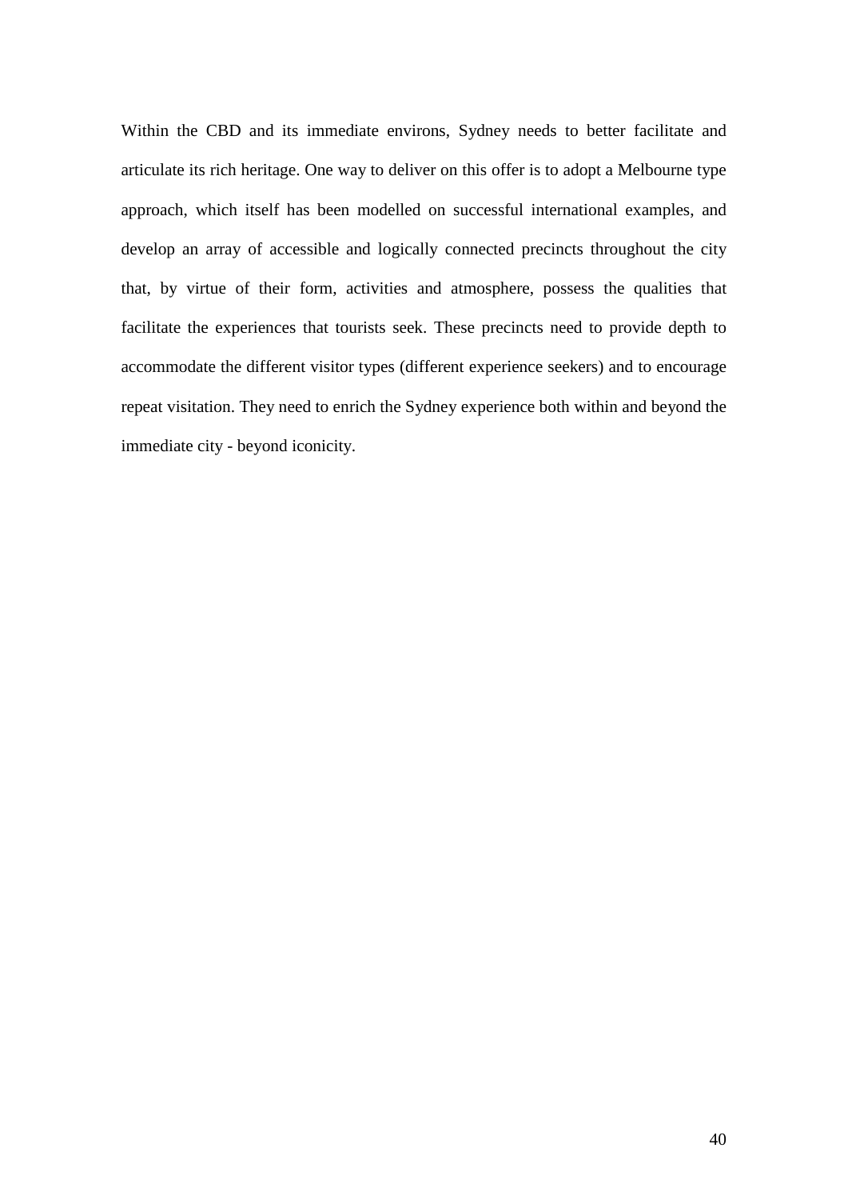Within the CBD and its immediate environs, Sydney needs to better facilitate and articulate its rich heritage. One way to deliver on this offer is to adopt a Melbourne type approach, which itself has been modelled on successful international examples, and develop an array of accessible and logically connected precincts throughout the city that, by virtue of their form, activities and atmosphere, possess the qualities that facilitate the experiences that tourists seek. These precincts need to provide depth to accommodate the different visitor types (different experience seekers) and to encourage repeat visitation. They need to enrich the Sydney experience both within and beyond the immediate city - beyond iconicity.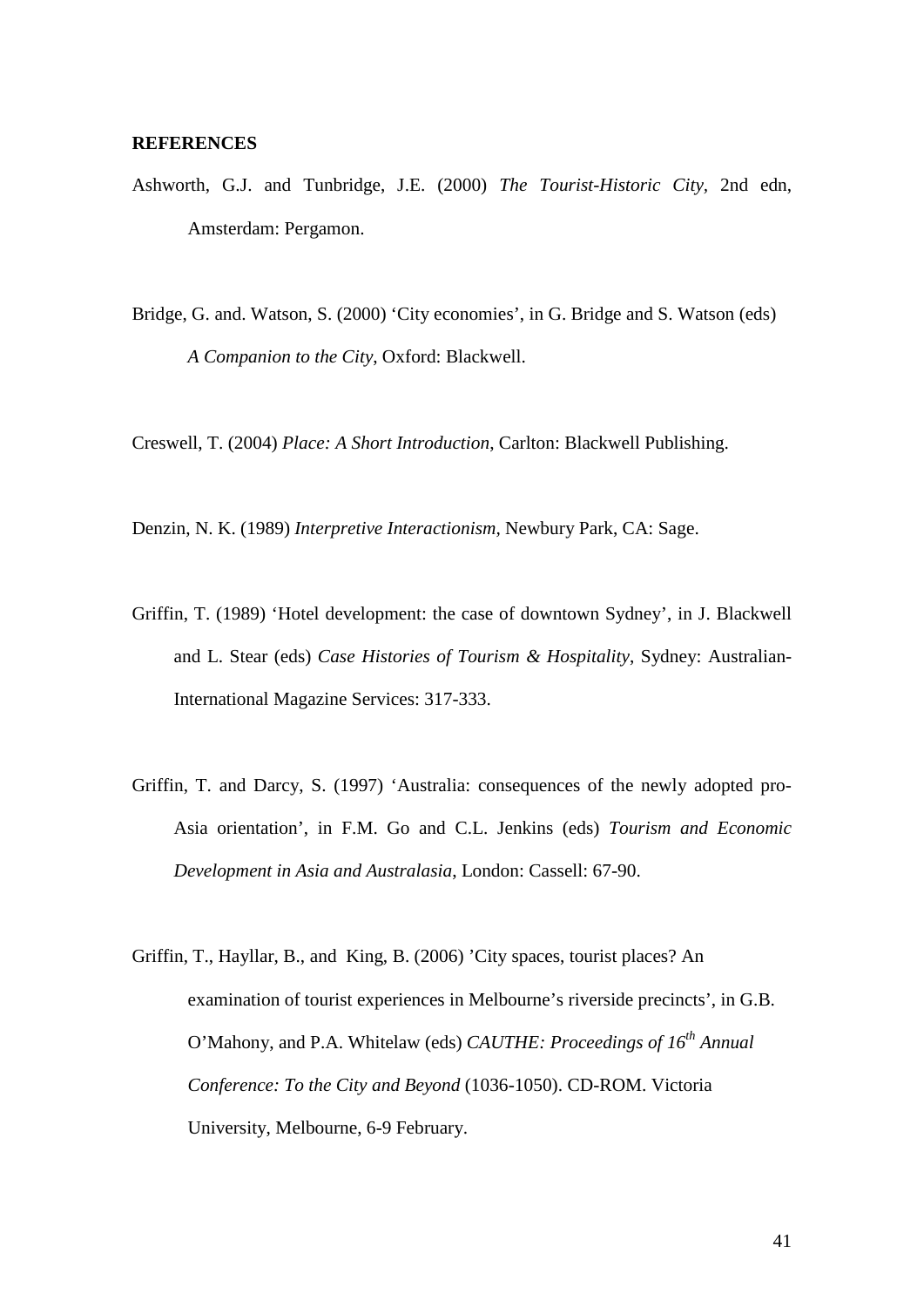**REFERENCES**

Ashworth, G.J. and Tunbridge, J.E. (2000) *The Tourist-Historic City*, 2nd edn, Amsterdam: Pergamon.

Bridge, G. and. Watson, S. (2000) 'City economies', in G. Bridge and S. Watson (eds) *A Companion to the City*, Oxford: Blackwell.

Creswell, T. (2004) *Place: A Short Introduction*, Carlton: Blackwell Publishing.

Denzin, N. K. (1989) *Interpretive Interactionism*, Newbury Park, CA: Sage.

Griffin, T. (1989) 'Hotel development: the case of downtown Sydney', in J. Blackwell and L. Stear (eds) *Case Histories of Tourism & Hospitality*, Sydney: Australian-International Magazine Services: 317-333.

Griffin, T. and Darcy, S. (1997) 'Australia: consequences of the newly adopted pro-Asia orientation', in F.M. Go and C.L. Jenkins (eds) *Tourism and Economic Development in Asia and Australasia*, London: Cassell: 67-90.

Griffin, T., Hayllar, B., and King, B. (2006) 'City spaces, tourist places? An examination of tourist experiences in Melbourne's riverside precincts', in G.B. O'Mahony, and P.A. Whitelaw (eds) *CAUTHE: Proceedings of 16th Annual Conference: To the City and Beyond* (1036-1050). CD-ROM. Victoria University, Melbourne, 6-9 February.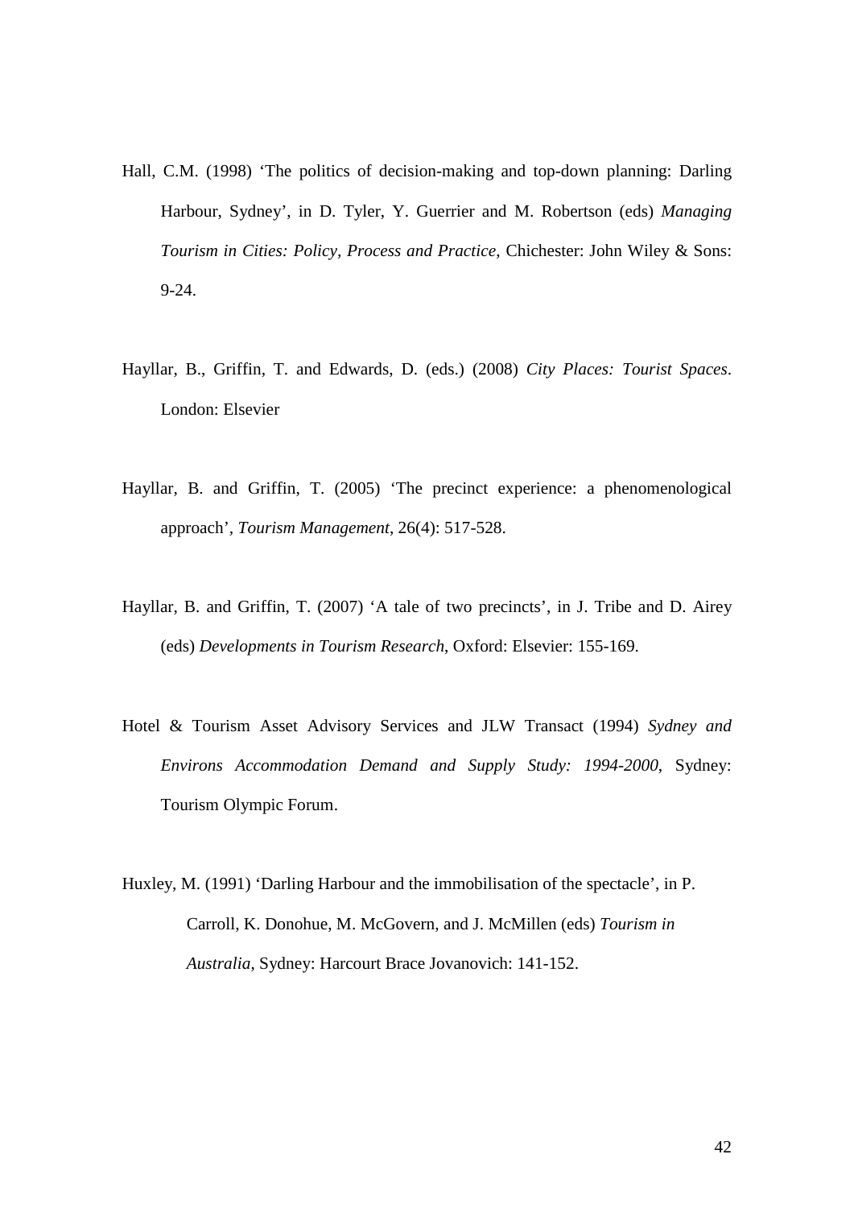Hall, C.M. (1998) ‘The politics of decision-making and top-down planning: Darling Harbour, Sydney’, in D. Tyler, Y. Guerrier and M. Robertson (eds) *Managing Tourism in Cities: Policy, Process and Practice*, Chichester: John Wiley & Sons: 9-24.

Hayllar, B., Griffin, T. and Edwards, D. (eds.) (2008) *City Places: Tourist Spaces*. London: Elsevier

Hayllar, B. and Griffin, T. (2005) ‘The precinct experience: a phenomenological approach’, *Tourism Management*, 26(4): 517-528.

Hayllar, B. and Griffin, T. (2007) ‘A tale of two precincts’, in J. Tribe and D. Airey (eds) *Developments in Tourism Research*, Oxford: Elsevier: 155-169.

Hotel & Tourism Asset Advisory Services and JLW Transact (1994) *Sydney and Environs Accommodation Demand and Supply Study: 1994-2000*, Sydney: Tourism Olympic Forum.

Huxley, M. (1991) ‘Darling Harbour and the immobilisation of the spectacle’, in P. Carroll, K. Donohue, M. McGovern, and J. McMillen (eds) *Tourism in Australia*, Sydney: Harcourt Brace Jovanovich: 141-152.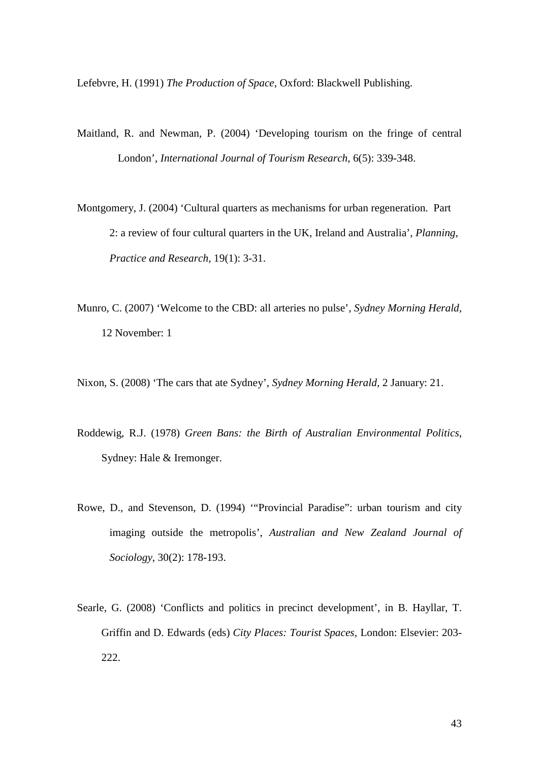Lefebvre, H. (1991) *The Production of Space,* Oxford: Blackwell Publishing.

Maitland, R. and Newman, P. (2004) 'Developing tourism on the fringe of central London', *International Journal of Tourism Research*, 6(5): 339-348.

Montgomery, J. (2004) 'Cultural quarters as mechanisms for urban regeneration. Part 2: a review of four cultural quarters in the UK, Ireland and Australia', *Planning, Practice and Research,* 19(1): 3-31.

Munro, C. (2007) 'Welcome to the CBD: all arteries no pulse', *Sydney Morning Herald,* 12 November: 1

Nixon, S. (2008) 'The cars that ate Sydney', *Sydney Morning Herald,* 2 January: 21.

Roddewig, R.J. (1978) *Green Bans: the Birth of Australian Environmental Politics*, Sydney: Hale & Iremonger.

Rowe, D., and Stevenson, D. (1994) '"Provincial Paradise": urban tourism and city imaging outside the metropolis', *Australian and New Zealand Journal of Sociology*, 30(2): 178-193.

Searle, G. (2008) 'Conflicts and politics in precinct development', in B. Hayllar, T. Griffin and D. Edwards (eds) *City Places: Tourist Spaces*, London: Elsevier: 203-222.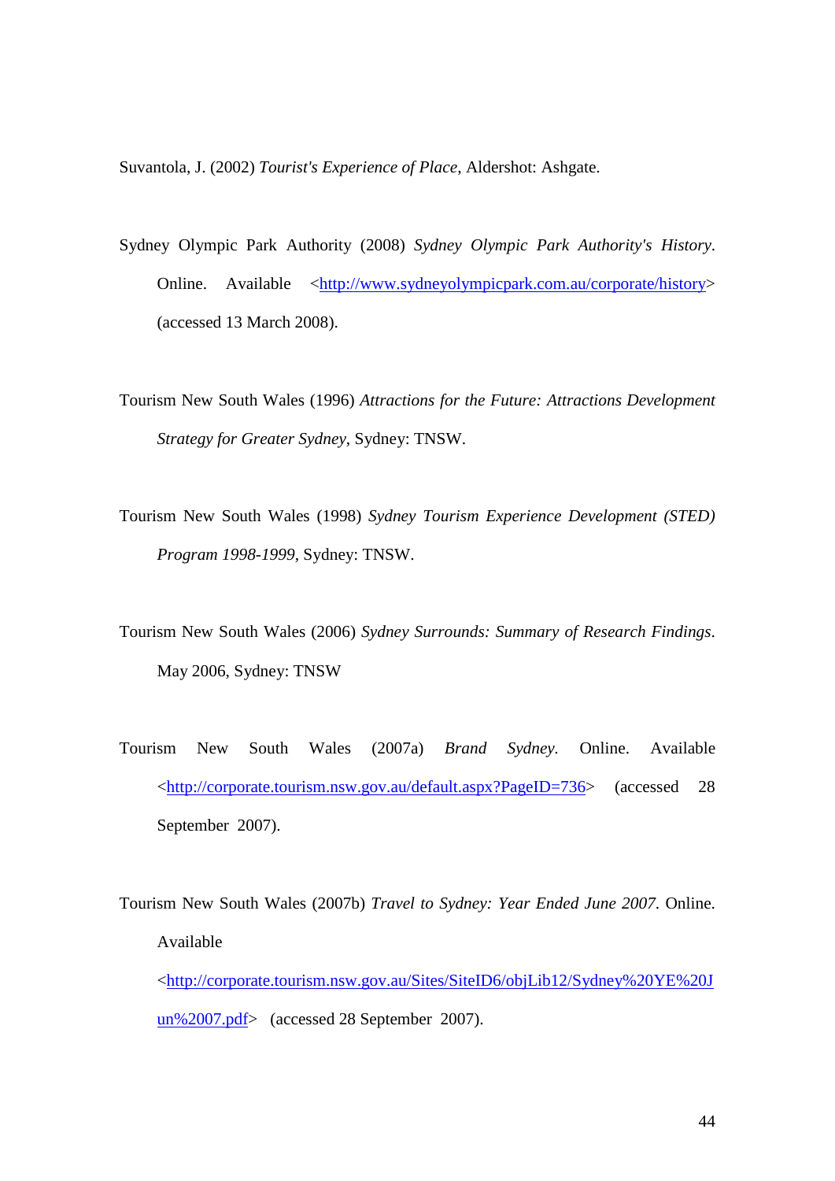Suvantola, J. (2002) *Tourist's Experience of Place*, Aldershot: Ashgate.

Sydney Olympic Park Authority (2008) *Sydney Olympic Park Authority's History*. Online. Available <http://www.sydneyolympicpark.com.au/corporate/history> (accessed 13 March 2008).

Tourism New South Wales (1996) *Attractions for the Future: Attractions Development Strategy for Greater Sydney*, Sydney: TNSW.

Tourism New South Wales (1998) *Sydney Tourism Experience Development (STED) Program 1998-1999*, Sydney: TNSW.

Tourism New South Wales (2006) *Sydney Surrounds: Summary of Research Findings*. May 2006, Sydney: TNSW

Tourism New South Wales (2007a) *Brand Sydney*. Online. Available <http://corporate.tourism.nsw.gov.au/default.aspx?PageID=736> (accessed 28 September 2007).

Tourism New South Wales (2007b) *Travel to Sydney: Year Ended June 2007*. Online. Available <http://corporate.tourism.nsw.gov.au/Sites/SiteID6/objLib12/Sydney%20YE%20Jun%2007.pdf> (accessed 28 September 2007).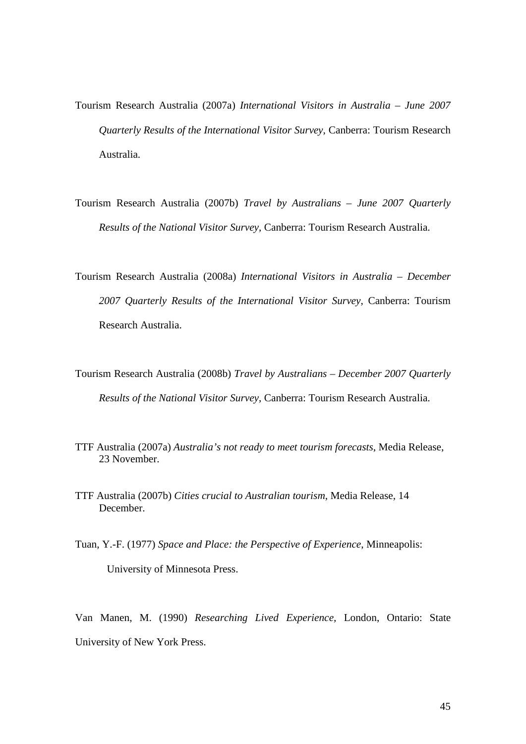Tourism Research Australia (2007a) *International Visitors in Australia – June 2007 Quarterly Results of the International Visitor Survey*, Canberra: Tourism Research Australia.

Tourism Research Australia (2007b) *Travel by Australians – June 2007 Quarterly Results of the National Visitor Survey*, Canberra: Tourism Research Australia.

Tourism Research Australia (2008a) *International Visitors in Australia – December 2007 Quarterly Results of the International Visitor Survey*, Canberra: Tourism Research Australia.

Tourism Research Australia (2008b) *Travel by Australians – December 2007 Quarterly Results of the National Visitor Survey*, Canberra: Tourism Research Australia.

TTF Australia (2007a) *Australia's not ready to meet tourism forecasts*, Media Release, 23 November.

TTF Australia (2007b) *Cities crucial to Australian tourism*, Media Release, 14 December.

Tuan, Y.-F. (1977) *Space and Place: the Perspective of Experience*, Minneapolis: University of Minnesota Press.

Van Manen, M. (1990) *Researching Lived Experience*, London, Ontario: State University of New York Press.